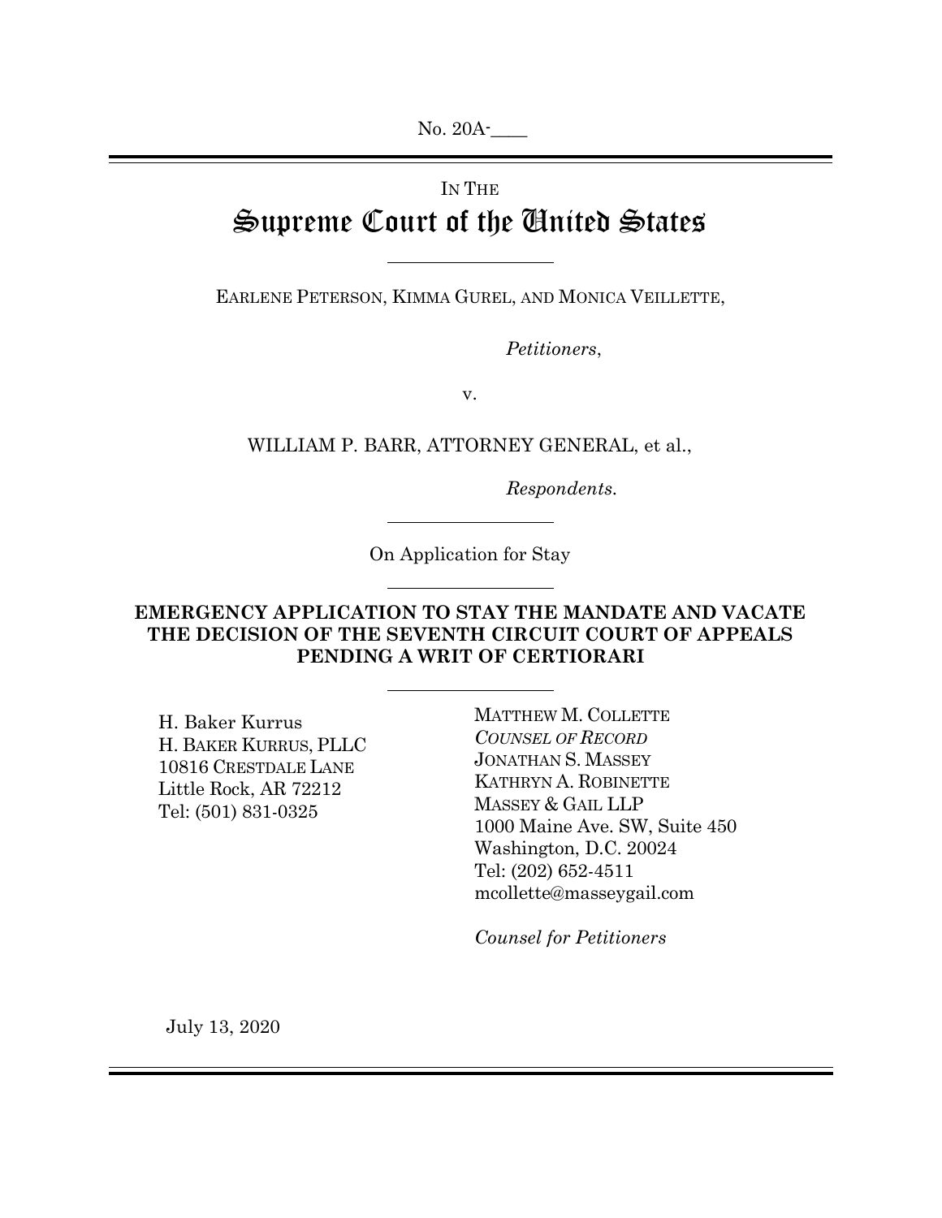No. 20A-____

IN THE

# Supreme Court of the United States

EARLENE PETERSON, KIMMA GUREL, AND MONICA VEILLETTE,

*Petitioners*,

v.

WILLIAM P. BARR, ATTORNEY GENERAL, et al.,

*Respondents*.

On Application for Stay

**EMERGENCY APPLICATION TO STAY THE MANDATE AND VACATE THE DECISION OF THE SEVENTH CIRCUIT COURT OF APPEALS PENDING A WRIT OF CERTIORARI**

H. Baker Kurrus
H. BAKER KURRUS, PLLC
10816 CRESTDALE LANE
Little Rock, AR 72212
Tel: (501) 831-0325

MATTHEW M. COLLETTE
*COUNSEL OF RECORD*
JONATHAN S. MASSEY
KATHRYN A. ROBINETTE
MASSEY & GAIL LLP
1000 Maine Ave. SW, Suite 450
Washington, D.C. 20024
Tel: (202) 652-4511
mcollette@masseygail.com

*Counsel for Petitioners*

July 13, 2020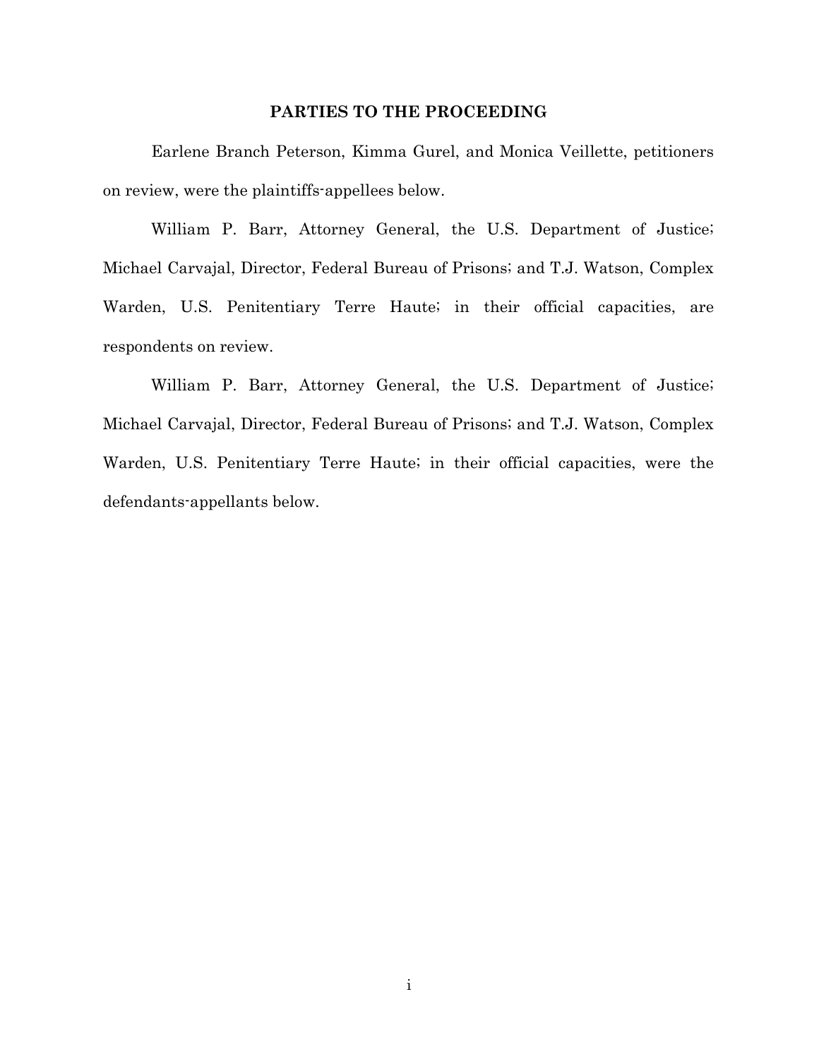## PARTIES TO THE PROCEEDING

Earlene Branch Peterson, Kimma Gurel, and Monica Veillette, petitioners on review, were the plaintiffs-appellees below.

William P. Barr, Attorney General, the U.S. Department of Justice; Michael Carvajal, Director, Federal Bureau of Prisons; and T.J. Watson, Complex Warden, U.S. Penitentiary Terre Haute; in their official capacities, are respondents on review.

William P. Barr, Attorney General, the U.S. Department of Justice; Michael Carvajal, Director, Federal Bureau of Prisons; and T.J. Watson, Complex Warden, U.S. Penitentiary Terre Haute; in their official capacities, were the defendants-appellants below.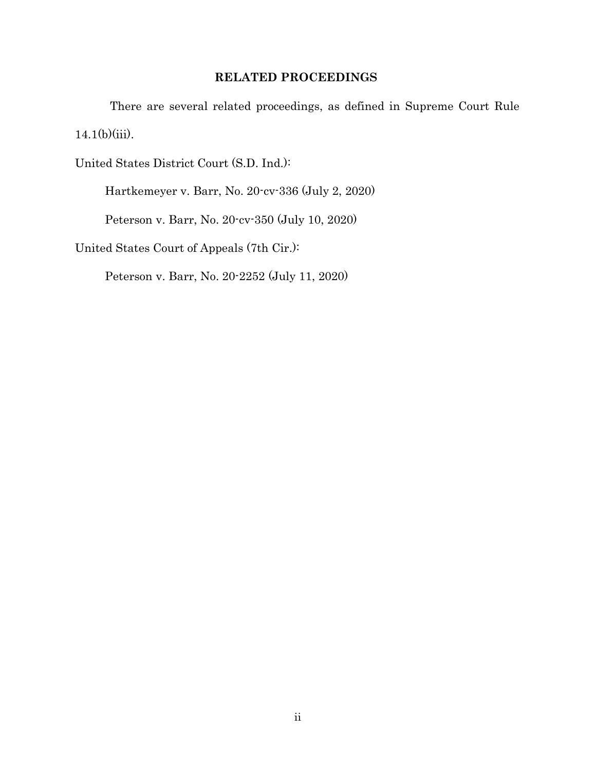## RELATED PROCEEDINGS

There are several related proceedings, as defined in Supreme Court Rule 14.1(b)(iii).

United States District Court (S.D. Ind.):

Hartkemeyer v. Barr, No. 20-cv-336 (July 2, 2020)

Peterson v. Barr, No. 20-cv-350 (July 10, 2020)

United States Court of Appeals (7th Cir.):

Peterson v. Barr, No. 20-2252 (July 11, 2020)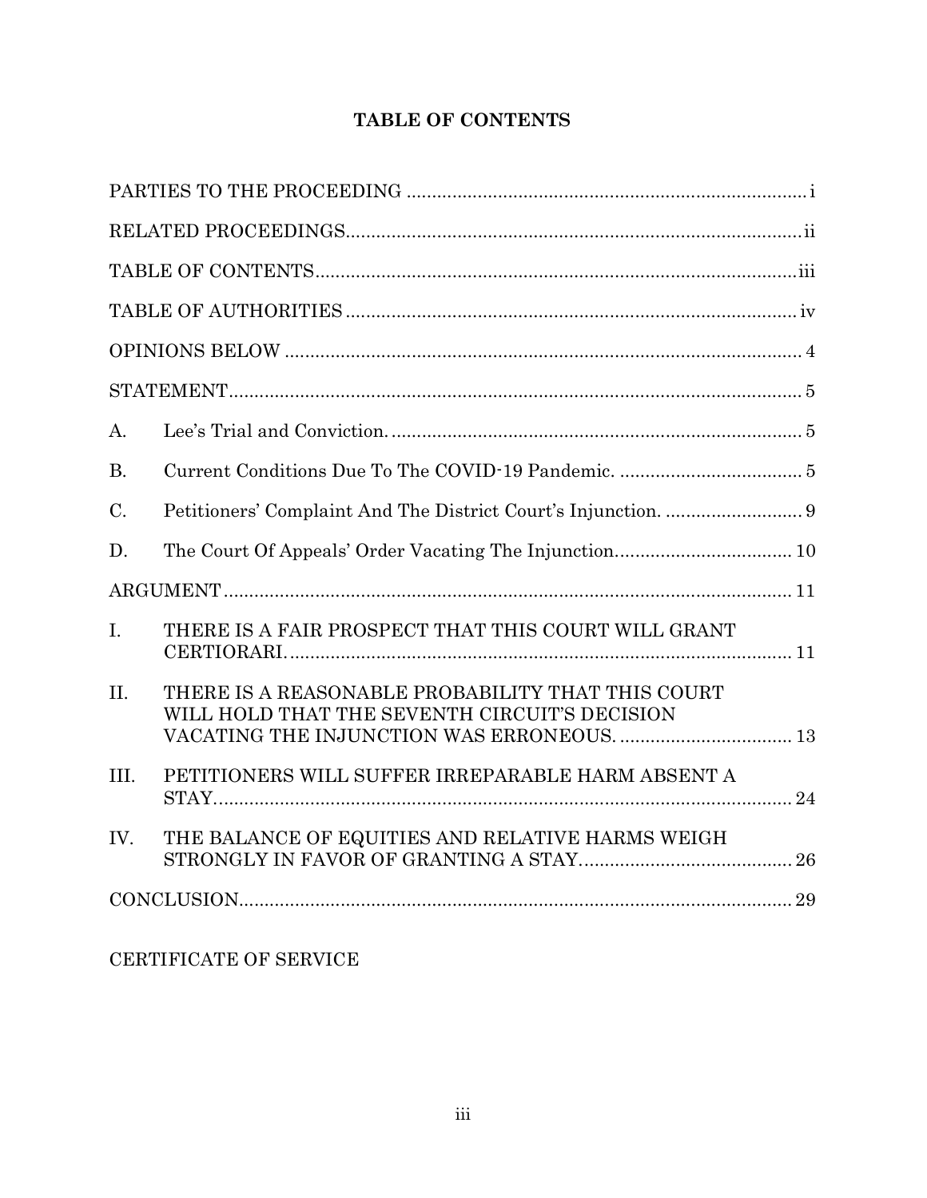# TABLE OF CONTENTS

| | | |
|---|---|---|
| PARTIES TO THE PROCEEDING | | i |
| RELATED PROCEEDINGS | | ii |
| TABLE OF CONTENTS | | iii |
| TABLE OF AUTHORITIES | | iv |
| OPINIONS BELOW | | 4 |
| STATEMENT | | 5 |
| A. | Lee's Trial and Conviction. | 5 |
| B. | Current Conditions Due To The COVID-19 Pandemic. | 5 |
| C. | Petitioners' Complaint And The District Court's Injunction. | 9 |
| D. | The Court Of Appeals' Order Vacating The Injunction. | 10 |
| ARGUMENT | | 11 |
| I. | THERE IS A FAIR PROSPECT THAT THIS COURT WILL GRANT CERTIORARI. | 11 |
| II. | THERE IS A REASONABLE PROBABILITY THAT THIS COURT WILL HOLD THAT THE SEVENTH CIRCUIT'S DECISION VACATING THE INJUNCTION WAS ERRONEOUS. | 13 |
| III. | PETITIONERS WILL SUFFER IRREPARABLE HARM ABSENT A STAY. | 24 |
| IV. | THE BALANCE OF EQUITIES AND RELATIVE HARMS WEIGH STRONGLY IN FAVOR OF GRANTING A STAY. | 26 |
| CONCLUSION | | 29 |

CERTIFICATE OF SERVICE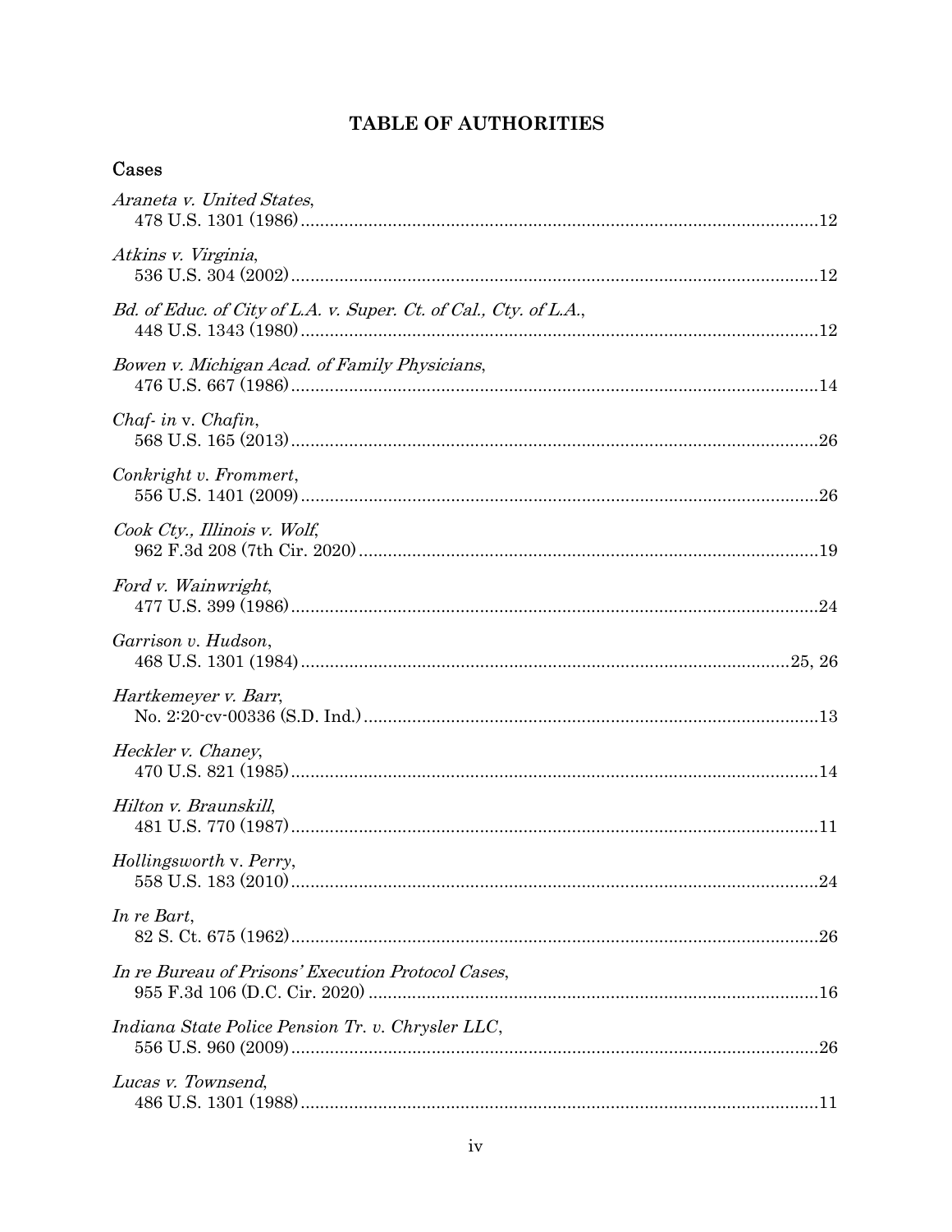# TABLE OF AUTHORITIES

## Cases

*Araneta v. United States*,
478 U.S. 1301 (1986) ........................................................................................................ 12

*Atkins v. Virginia*,
536 U.S. 304 (2002) ........................................................................................................ 12

*Bd. of Educ. of City of L.A. v. Super. Ct. of Cal., Cty. of L.A.*,
448 U.S. 1343 (1980) ........................................................................................................ 12

*Bowen v. Michigan Acad. of Family Physicians*,
476 U.S. 667 (1986) ........................................................................................................ 14

*Chaf- in* v. *Chafin*,
568 U.S. 165 (2013) ........................................................................................................ 26

*Conkright v. Frommert*,
556 U.S. 1401 (2009) ........................................................................................................ 26

*Cook Cty., Illinois v. Wolf*,
962 F.3d 208 (7th Cir. 2020) ........................................................................................................ 19

*Ford v. Wainwright*,
477 U.S. 399 (1986) ........................................................................................................ 24

*Garrison v. Hudson*,
468 U.S. 1301 (1984) ........................................................................................................ 25, 26

*Hartkemeyer v. Barr*,
No. 2:20-cv-00336 (S.D. Ind.) ........................................................................................................ 13

*Heckler v. Chaney*,
470 U.S. 821 (1985) ........................................................................................................ 14

*Hilton v. Braunskill*,
481 U.S. 770 (1987) ........................................................................................................ 11

*Hollingsworth* v. *Perry*,
558 U.S. 183 (2010) ........................................................................................................ 24

*In re Bart*,
82 S. Ct. 675 (1962) ........................................................................................................ 26

*In re Bureau of Prisons' Execution Protocol Cases*,
955 F.3d 106 (D.C. Cir. 2020) ........................................................................................................ 16

*Indiana State Police Pension Tr. v. Chrysler LLC*,
556 U.S. 960 (2009) ........................................................................................................ 26

*Lucas v. Townsend*,
486 U.S. 1301 (1988) ........................................................................................................ 11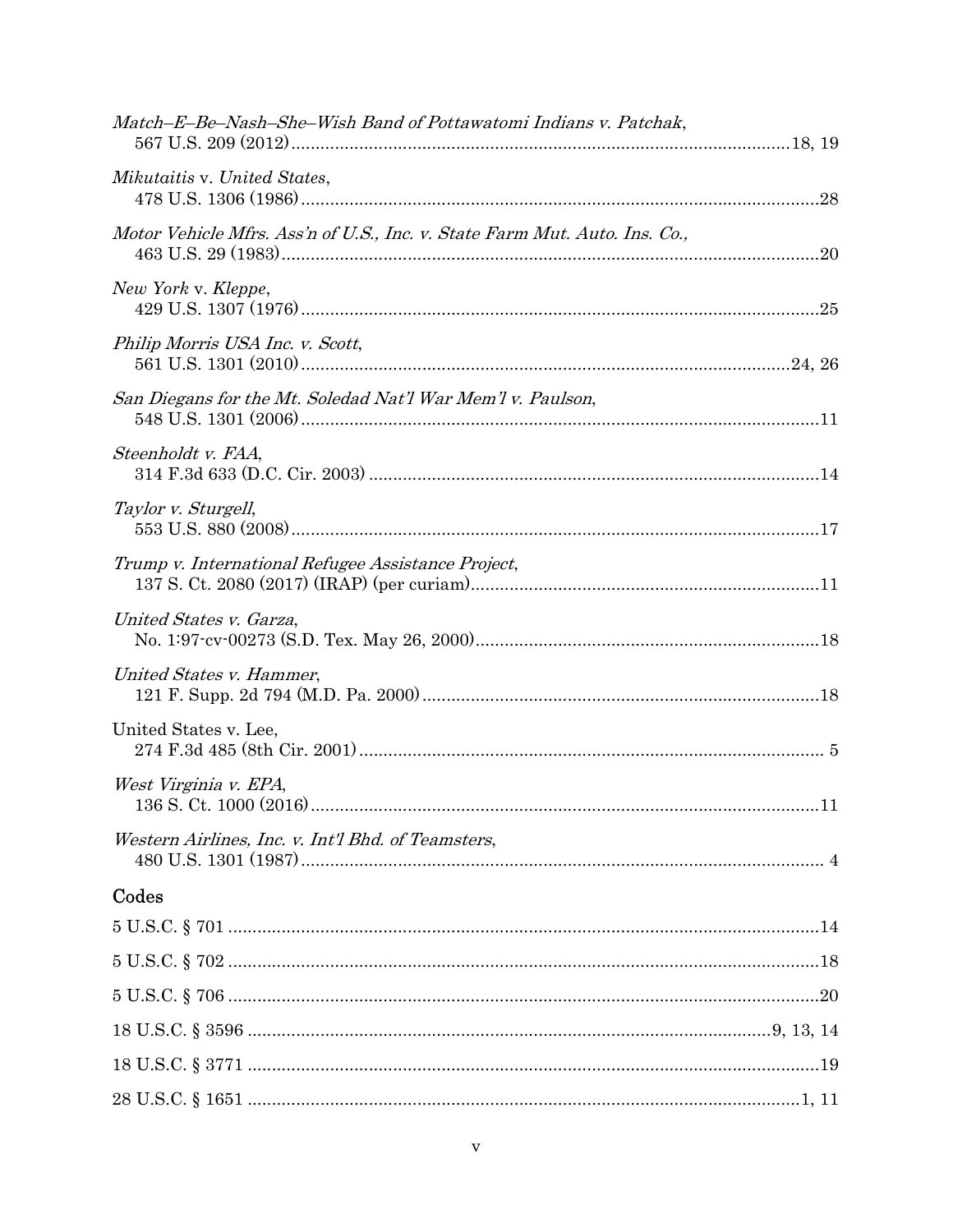*Match–E–Be–Nash–She–Wish Band of Pottawatomi Indians v. Patchak*,
567 U.S. 209 (2012) ........................................................................................................ 18, 19

*Mikutaitis* v. *United States*,
478 U.S. 1306 (1986) ............................................................................................................ 28

*Motor Vehicle Mfrs. Ass'n of U.S., Inc. v. State Farm Mut. Auto. Ins. Co.,*
463 U.S. 29 (1983) ................................................................................................................ 20

*New York* v. *Kleppe*,
429 U.S. 1307 (1976) ............................................................................................................ 25

*Philip Morris USA Inc. v. Scott*,
561 U.S. 1301 (2010) ...................................................................................................... 24, 26

*San Diegans for the Mt. Soledad Nat'l War Mem'l v. Paulson*,
548 U.S. 1301 (2006) ............................................................................................................ 11

*Steenholdt v. FAA*,
314 F.3d 633 (D.C. Cir. 2003) .............................................................................................. 14

*Taylor v. Sturgell*,
553 U.S. 880 (2008) .............................................................................................................. 17

*Trump v. International Refugee Assistance Project*,
137 S. Ct. 2080 (2017) (IRAP) (per curiam) ........................................................................ 11

*United States v. Garza*,
No. 1:97-cv-00273 (S.D. Tex. May 26, 2000) ........................................................................ 18

*United States v. Hammer*,
121 F. Supp. 2d 794 (M.D. Pa. 2000) ................................................................................... 18

United States v. Lee,
274 F.3d 485 (8th Cir. 2001) ................................................................................................... 5

*West Virginia v. EPA*,
136 S. Ct. 1000 (2016) .......................................................................................................... 11

*Western Airlines, Inc. v. Int'l Bhd. of Teamsters*,
480 U.S. 1301 (1987) .............................................................................................................. 4

## Codes

5 U.S.C. § 701 ............................................................................................................................ 14

5 U.S.C. § 702 ............................................................................................................................ 18

5 U.S.C. § 706 ............................................................................................................................ 20

18 U.S.C. § 3596 ............................................................................................................. 9, 13, 14

18 U.S.C. § 3771 ........................................................................................................................ 19

28 U.S.C. § 1651 ..................................................................................................................... 1, 11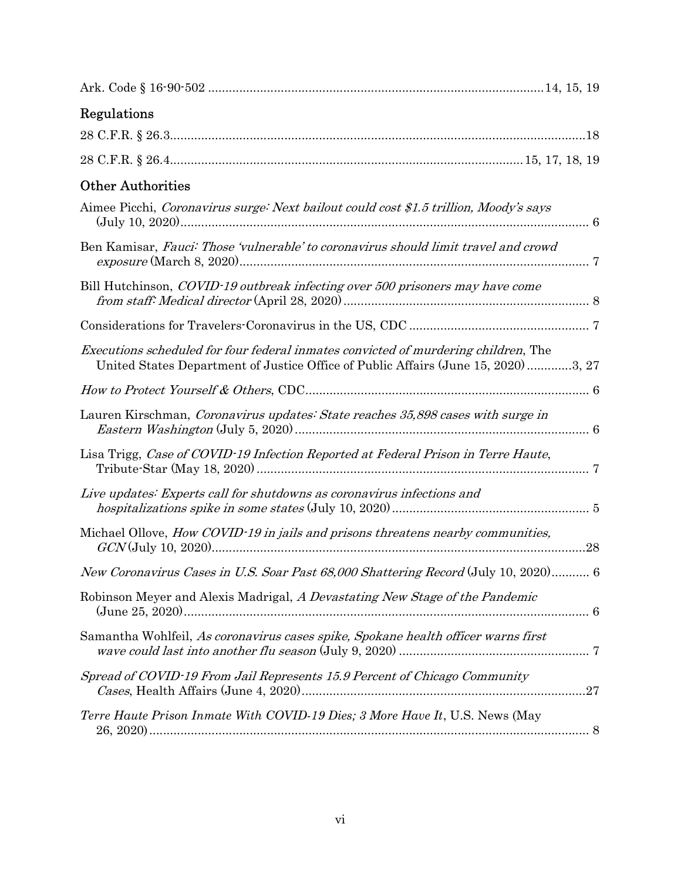Ark. Code § 16-90-502 ................................................................................................14, 15, 19

## Regulations

28 C.F.R. § 26.3........................................................................................................................18

28 C.F.R. § 26.4......................................................................................................15, 17, 18, 19

## Other Authorities

Aimee Picchi, *Coronavirus surge: Next bailout could cost $1.5 trillion, Moody's says* (July 10, 2020)...................................................................................................................... 6

Ben Kamisar, *Fauci: Those 'vulnerable' to coronavirus should limit travel and crowd exposure* (March 8, 2020)..................................................................................................... 7

Bill Hutchinson, *COVID-19 outbreak infecting over 500 prisoners may have come from staff: Medical director* (April 28, 2020)....................................................................... 8

Considerations for Travelers-Coronavirus in the US, CDC .................................................... 7

*Executions scheduled for four federal inmates convicted of murdering children*, The United States Department of Justice Office of Public Affairs (June 15, 2020).............3, 27

*How to Protect Yourself & Others*, CDC.................................................................................. 6

Lauren Kirschman, *Coronavirus updates: State reaches 35,898 cases with surge in Eastern Washington* (July 5, 2020)..................................................................................... 6

Lisa Trigg, *Case of COVID-19 Infection Reported at Federal Prison in Terre Haute*, Tribute-Star (May 18, 2020)................................................................................................ 7

*Live updates: Experts call for shutdowns as coronavirus infections and hospitalizations spike in some states* (July 10, 2020)......................................................... 5

Michael Ollove, *How COVID-19 in jails and prisons threatens nearby communities, GCN* (July 10, 2020)............................................................................................................28

*New Coronavirus Cases in U.S. Soar Past 68,000 Shattering Record* (July 10, 2020)........... 6

Robinson Meyer and Alexis Madrigal, *A Devastating New Stage of the Pandemic* (June 25, 2020)...................................................................................................................... 6

Samantha Wohlfeil, *As coronavirus cases spike, Spokane health officer warns first wave could last into another flu season* (July 9, 2020)...................................................... 7

*Spread of COVID-19 From Jail Represents 15.9 Percent of Chicago Community Cases*, Health Affairs (June 4, 2020)..................................................................................27

*Terre Haute Prison Inmate With COVID-19 Dies; 3 More Have It*, U.S. News (May 26, 2020)............................................................................................................................... 8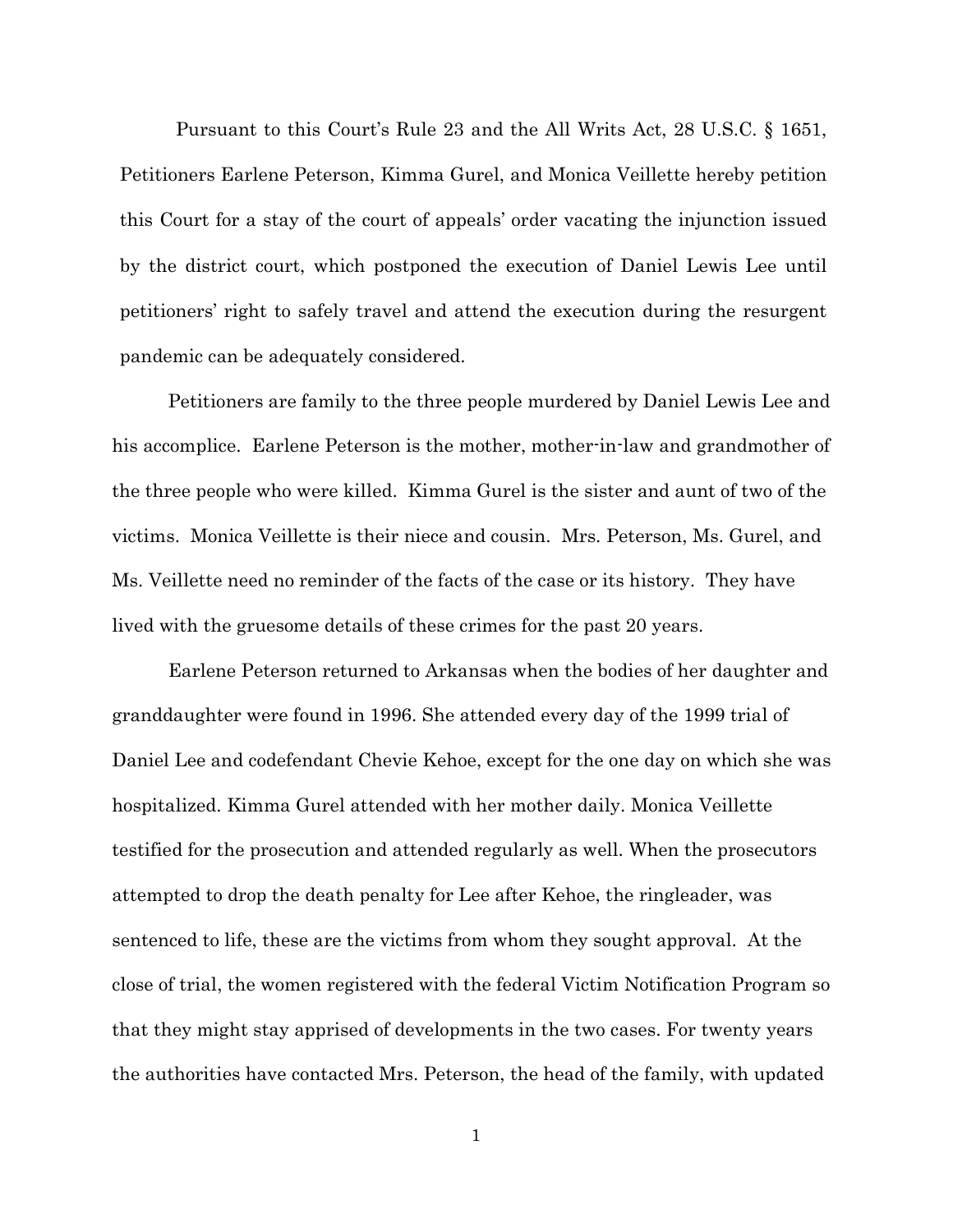Pursuant to this Court's Rule 23 and the All Writs Act, 28 U.S.C. § 1651, Petitioners Earlene Peterson, Kimma Gurel, and Monica Veillette hereby petition this Court for a stay of the court of appeals' order vacating the injunction issued by the district court, which postponed the execution of Daniel Lewis Lee until petitioners' right to safely travel and attend the execution during the resurgent pandemic can be adequately considered.

Petitioners are family to the three people murdered by Daniel Lewis Lee and his accomplice. Earlene Peterson is the mother, mother-in-law and grandmother of the three people who were killed. Kimma Gurel is the sister and aunt of two of the victims. Monica Veillette is their niece and cousin. Mrs. Peterson, Ms. Gurel, and Ms. Veillette need no reminder of the facts of the case or its history. They have lived with the gruesome details of these crimes for the past 20 years.

Earlene Peterson returned to Arkansas when the bodies of her daughter and granddaughter were found in 1996. She attended every day of the 1999 trial of Daniel Lee and codefendant Chevie Kehoe, except for the one day on which she was hospitalized. Kimma Gurel attended with her mother daily. Monica Veillette testified for the prosecution and attended regularly as well. When the prosecutors attempted to drop the death penalty for Lee after Kehoe, the ringleader, was sentenced to life, these are the victims from whom they sought approval. At the close of trial, the women registered with the federal Victim Notification Program so that they might stay apprised of developments in the two cases. For twenty years the authorities have contacted Mrs. Peterson, the head of the family, with updated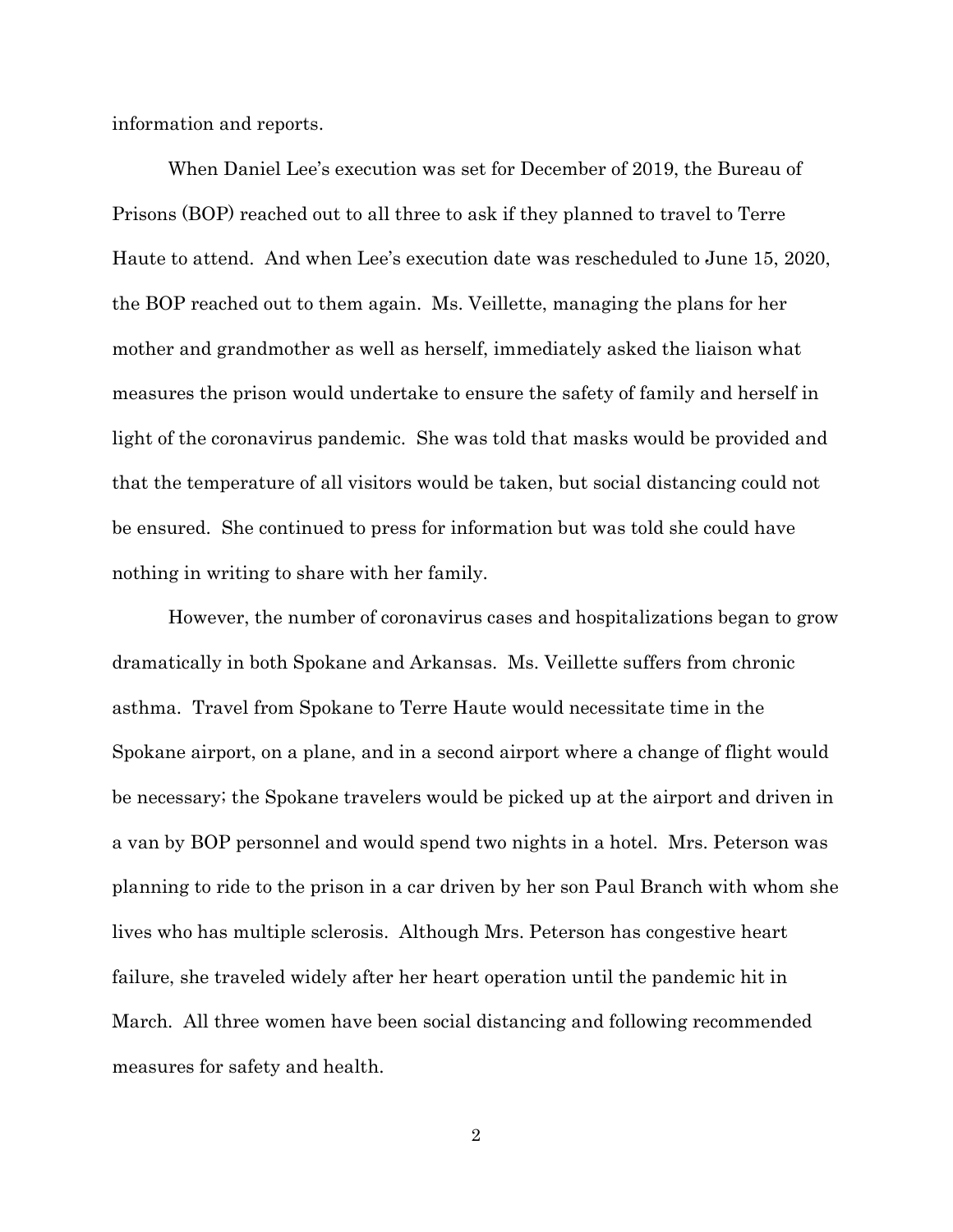information and reports.

When Daniel Lee's execution was set for December of 2019, the Bureau of Prisons (BOP) reached out to all three to ask if they planned to travel to Terre Haute to attend. And when Lee's execution date was rescheduled to June 15, 2020, the BOP reached out to them again. Ms. Veillette, managing the plans for her mother and grandmother as well as herself, immediately asked the liaison what measures the prison would undertake to ensure the safety of family and herself in light of the coronavirus pandemic. She was told that masks would be provided and that the temperature of all visitors would be taken, but social distancing could not be ensured. She continued to press for information but was told she could have nothing in writing to share with her family.

However, the number of coronavirus cases and hospitalizations began to grow dramatically in both Spokane and Arkansas. Ms. Veillette suffers from chronic asthma. Travel from Spokane to Terre Haute would necessitate time in the Spokane airport, on a plane, and in a second airport where a change of flight would be necessary; the Spokane travelers would be picked up at the airport and driven in a van by BOP personnel and would spend two nights in a hotel. Mrs. Peterson was planning to ride to the prison in a car driven by her son Paul Branch with whom she lives who has multiple sclerosis. Although Mrs. Peterson has congestive heart failure, she traveled widely after her heart operation until the pandemic hit in March. All three women have been social distancing and following recommended measures for safety and health.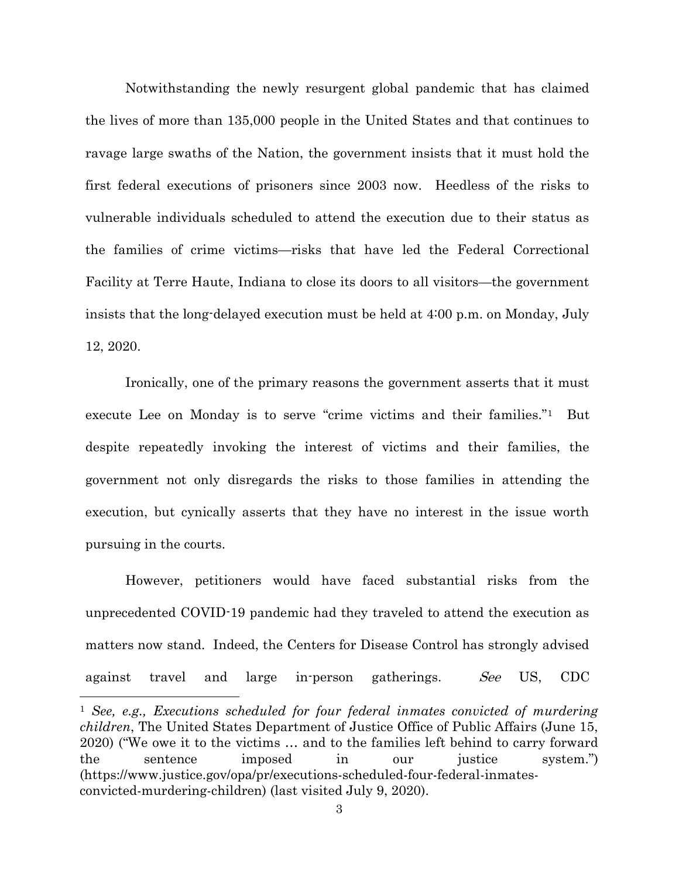Notwithstanding the newly resurgent global pandemic that has claimed the lives of more than 135,000 people in the United States and that continues to ravage large swaths of the Nation, the government insists that it must hold the first federal executions of prisoners since 2003 now. Heedless of the risks to vulnerable individuals scheduled to attend the execution due to their status as the families of crime victims—risks that have led the Federal Correctional Facility at Terre Haute, Indiana to close its doors to all visitors—the government insists that the long-delayed execution must be held at 4:00 p.m. on Monday, July 12, 2020.

Ironically, one of the primary reasons the government asserts that it must execute Lee on Monday is to serve "crime victims and their families."[1] But despite repeatedly invoking the interest of victims and their families, the government not only disregards the risks to those families in attending the execution, but cynically asserts that they have no interest in the issue worth pursuing in the courts.

However, petitioners would have faced substantial risks from the unprecedented COVID-19 pandemic had they traveled to attend the execution as matters now stand. Indeed, the Centers for Disease Control has strongly advised against travel and large in-person gatherings. *See* US, CDC

---

[1] *See, e.g., Executions scheduled for four federal inmates convicted of murdering children*, The United States Department of Justice Office of Public Affairs (June 15, 2020) ("We owe it to the victims … and to the families left behind to carry forward the sentence imposed in our justice system.") (https://www.justice.gov/opa/pr/executions-scheduled-four-federal-inmates-convicted-murdering-children) (last visited July 9, 2020).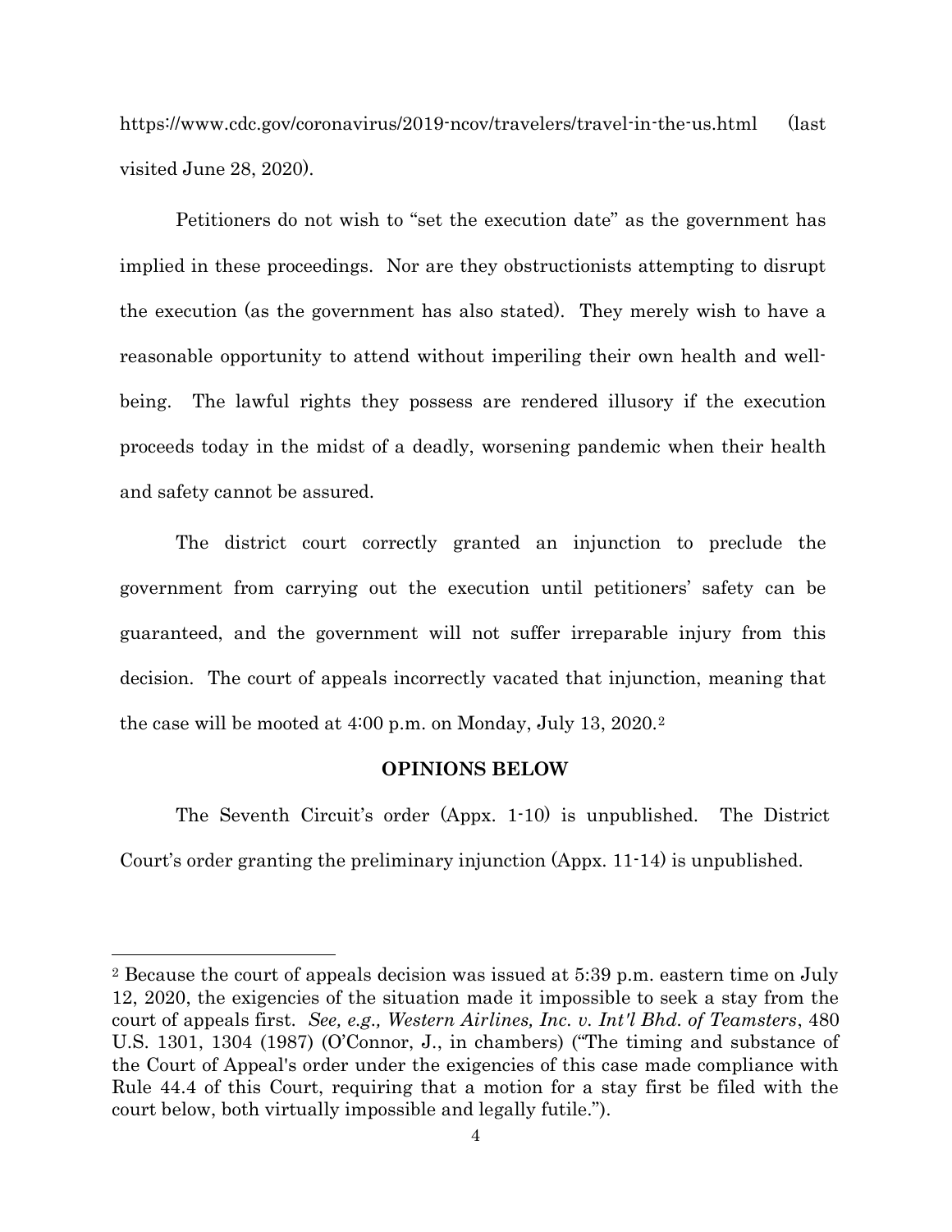https://www.cdc.gov/coronavirus/2019-ncov/travelers/travel-in-the-us.html (last visited June 28, 2020).

Petitioners do not wish to "set the execution date" as the government has implied in these proceedings. Nor are they obstructionists attempting to disrupt the execution (as the government has also stated). They merely wish to have a reasonable opportunity to attend without imperiling their own health and well-being. The lawful rights they possess are rendered illusory if the execution proceeds today in the midst of a deadly, worsening pandemic when their health and safety cannot be assured.

The district court correctly granted an injunction to preclude the government from carrying out the execution until petitioners' safety can be guaranteed, and the government will not suffer irreparable injury from this decision. The court of appeals incorrectly vacated that injunction, meaning that the case will be mooted at 4:00 p.m. on Monday, July 13, 2020.[2]

## OPINIONS BELOW

The Seventh Circuit's order (Appx. 1-10) is unpublished. The District Court's order granting the preliminary injunction (Appx. 11-14) is unpublished.

---

[2] Because the court of appeals decision was issued at 5:39 p.m. eastern time on July 12, 2020, the exigencies of the situation made it impossible to seek a stay from the court of appeals first. *See, e.g., Western Airlines, Inc. v. Int'l Bhd. of Teamsters*, 480 U.S. 1301, 1304 (1987) (O'Connor, J., in chambers) ("The timing and substance of the Court of Appeal's order under the exigencies of this case made compliance with Rule 44.4 of this Court, requiring that a motion for a stay first be filed with the court below, both virtually impossible and legally futile.").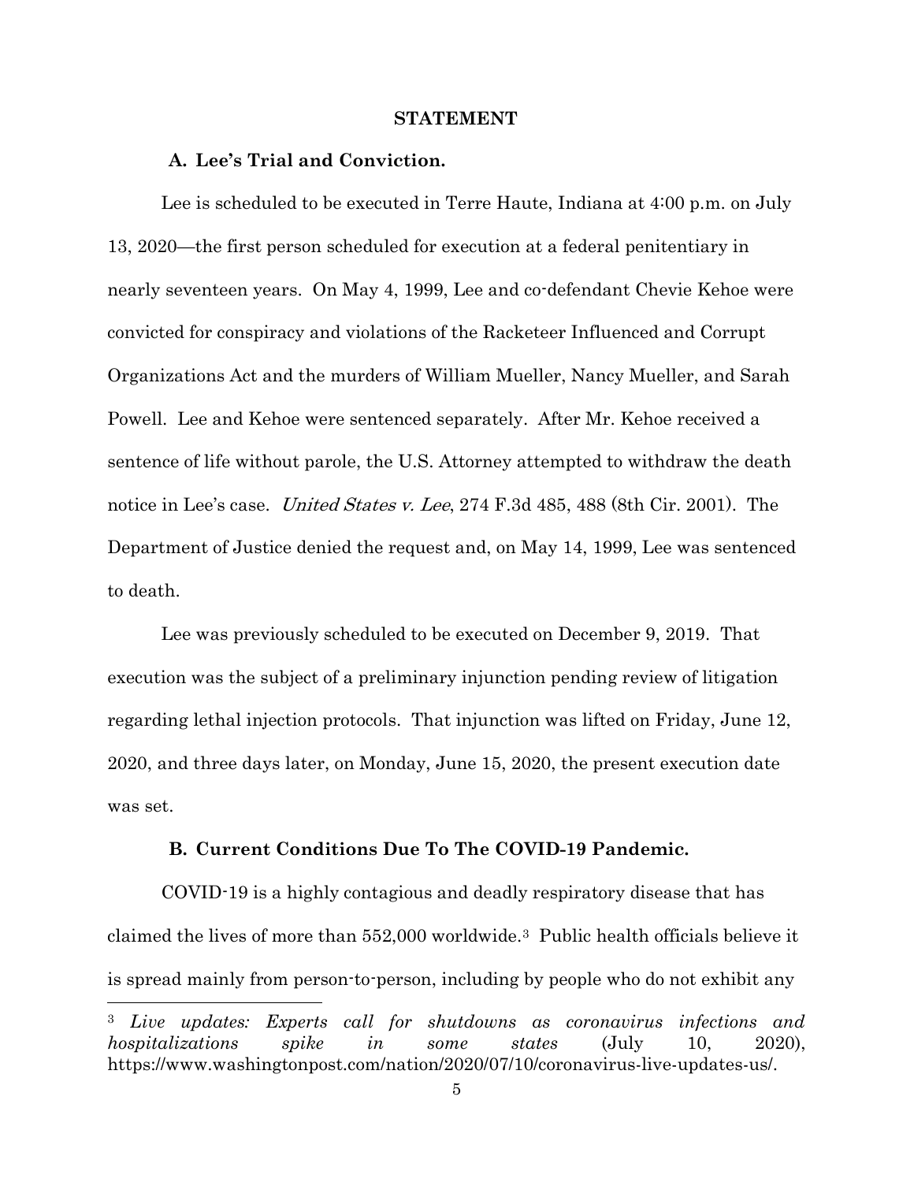## STATEMENT

### A. Lee's Trial and Conviction.

Lee is scheduled to be executed in Terre Haute, Indiana at 4:00 p.m. on July 13, 2020—the first person scheduled for execution at a federal penitentiary in nearly seventeen years. On May 4, 1999, Lee and co-defendant Chevie Kehoe were convicted for conspiracy and violations of the Racketeer Influenced and Corrupt Organizations Act and the murders of William Mueller, Nancy Mueller, and Sarah Powell. Lee and Kehoe were sentenced separately. After Mr. Kehoe received a sentence of life without parole, the U.S. Attorney attempted to withdraw the death notice in Lee's case. *United States v. Lee*, 274 F.3d 485, 488 (8th Cir. 2001). The Department of Justice denied the request and, on May 14, 1999, Lee was sentenced to death.

Lee was previously scheduled to be executed on December 9, 2019. That execution was the subject of a preliminary injunction pending review of litigation regarding lethal injection protocols. That injunction was lifted on Friday, June 12, 2020, and three days later, on Monday, June 15, 2020, the present execution date was set.

### B. Current Conditions Due To The COVID-19 Pandemic.

COVID-19 is a highly contagious and deadly respiratory disease that has claimed the lives of more than 552,000 worldwide.[3] Public health officials believe it is spread mainly from person-to-person, including by people who do not exhibit any

---

[3] *Live updates: Experts call for shutdowns as coronavirus infections and hospitalizations spike in some states* (July 10, 2020), https://www.washingtonpost.com/nation/2020/07/10/coronavirus-live-updates-us/.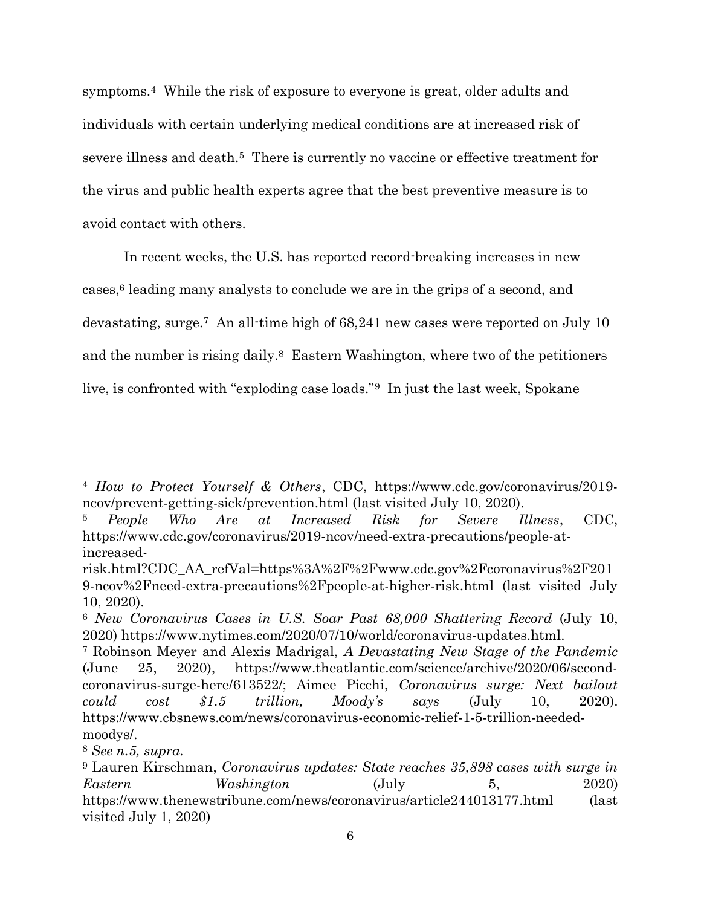symptoms.[4] While the risk of exposure to everyone is great, older adults and individuals with certain underlying medical conditions are at increased risk of severe illness and death.[5] There is currently no vaccine or effective treatment for the virus and public health experts agree that the best preventive measure is to avoid contact with others.

In recent weeks, the U.S. has reported record-breaking increases in new cases,[6] leading many analysts to conclude we are in the grips of a second, and devastating, surge.[7] An all-time high of 68,241 new cases were reported on July 10 and the number is rising daily.[8] Eastern Washington, where two of the petitioners live, is confronted with "exploding case loads."[9] In just the last week, Spokane

---

[4] *How to Protect Yourself & Others*, CDC, https://www.cdc.gov/coronavirus/2019-ncov/prevent-getting-sick/prevention.html (last visited July 10, 2020).

[5] *People Who Are at Increased Risk for Severe Illness*, CDC, https://www.cdc.gov/coronavirus/2019-ncov/need-extra-precautions/people-at-increased-risk.html?CDC_AA_refVal=https%3A%2F%2Fwww.cdc.gov%2Fcoronavirus%2F2019-ncov%2Fneed-extra-precautions%2Fpeople-at-higher-risk.html (last visited July 10, 2020).

[6] *New Coronavirus Cases in U.S. Soar Past 68,000 Shattering Record* (July 10, 2020) https://www.nytimes.com/2020/07/10/world/coronavirus-updates.html.

[7] Robinson Meyer and Alexis Madrigal, *A Devastating New Stage of the Pandemic* (June 25, 2020), https://www.theatlantic.com/science/archive/2020/06/second-coronavirus-surge-here/613522/; Aimee Picchi, *Coronavirus surge: Next bailout could cost $1.5 trillion, Moody's says* (July 10, 2020). https://www.cbsnews.com/news/coronavirus-economic-relief-1-5-trillion-needed-moodys/.

[8] *See n.5, supra.*

[9] Lauren Kirschman, *Coronavirus updates: State reaches 35,898 cases with surge in Eastern Washington* (July 5, 2020) https://www.thenewstribune.com/news/coronavirus/article244013177.html (last visited July 1, 2020)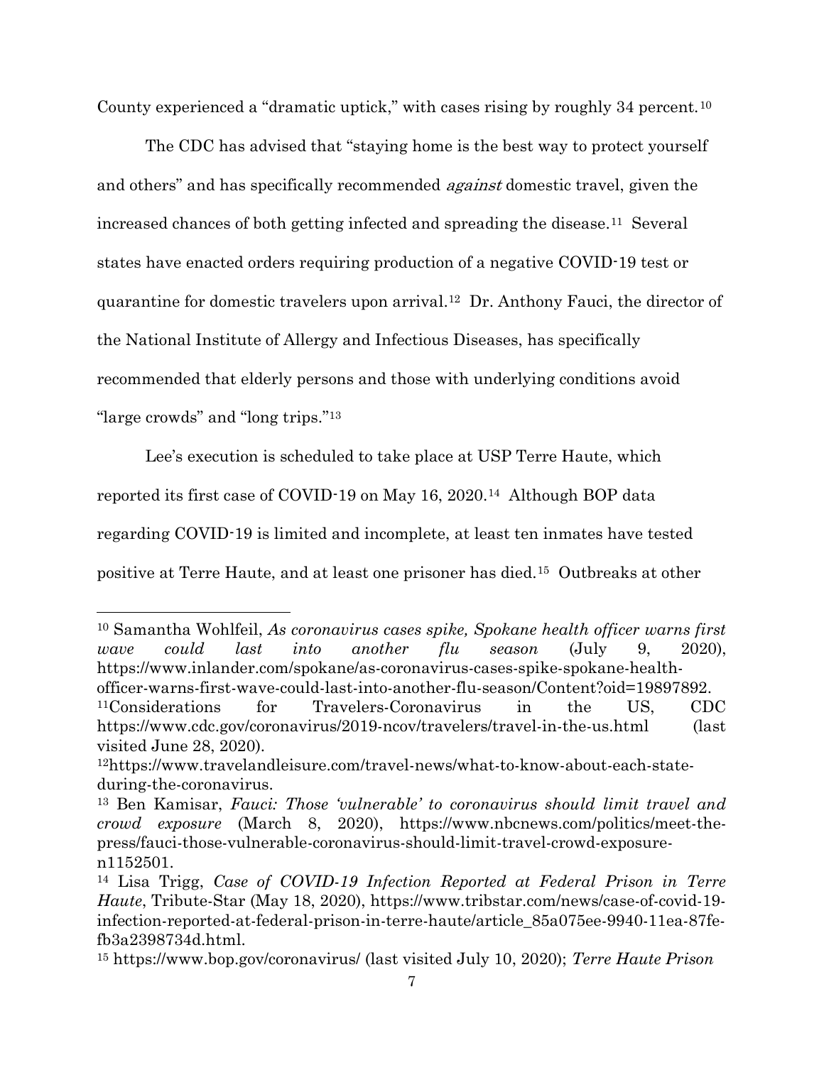County experienced a "dramatic uptick," with cases rising by roughly 34 percent.[10]

The CDC has advised that "staying home is the best way to protect yourself and others" and has specifically recommended *against* domestic travel, given the increased chances of both getting infected and spreading the disease.[11] Several states have enacted orders requiring production of a negative COVID-19 test or quarantine for domestic travelers upon arrival.[12] Dr. Anthony Fauci, the director of the National Institute of Allergy and Infectious Diseases, has specifically recommended that elderly persons and those with underlying conditions avoid "large crowds" and "long trips."[13]

Lee's execution is scheduled to take place at USP Terre Haute, which reported its first case of COVID-19 on May 16, 2020.[14] Although BOP data regarding COVID-19 is limited and incomplete, at least ten inmates have tested positive at Terre Haute, and at least one prisoner has died.[15] Outbreaks at other

---

[10] Samantha Wohlfeil, *As coronavirus cases spike, Spokane health officer warns first wave could last into another flu season* (July 9, 2020), https://www.inlander.com/spokane/as-coronavirus-cases-spike-spokane-health-officer-warns-first-wave-could-last-into-another-flu-season/Content?oid=19897892.

[11] Considerations for Travelers-Coronavirus in the US, CDC https://www.cdc.gov/coronavirus/2019-ncov/travelers/travel-in-the-us.html (last visited June 28, 2020).

[12] https://www.travelandleisure.com/travel-news/what-to-know-about-each-state-during-the-coronavirus.

[13] Ben Kamisar, *Fauci: Those 'vulnerable' to coronavirus should limit travel and crowd exposure* (March 8, 2020), https://www.nbcnews.com/politics/meet-the-press/fauci-those-vulnerable-coronavirus-should-limit-travel-crowd-exposure-n1152501.

[14] Lisa Trigg, *Case of COVID-19 Infection Reported at Federal Prison in Terre Haute*, Tribute-Star (May 18, 2020), https://www.tribstar.com/news/case-of-covid-19-infection-reported-at-federal-prison-in-terre-haute/article_85a075ee-9940-11ea-87fe-fb3a2398734d.html.

[15] https://www.bop.gov/coronavirus/ (last visited July 10, 2020); *Terre Haute Prison*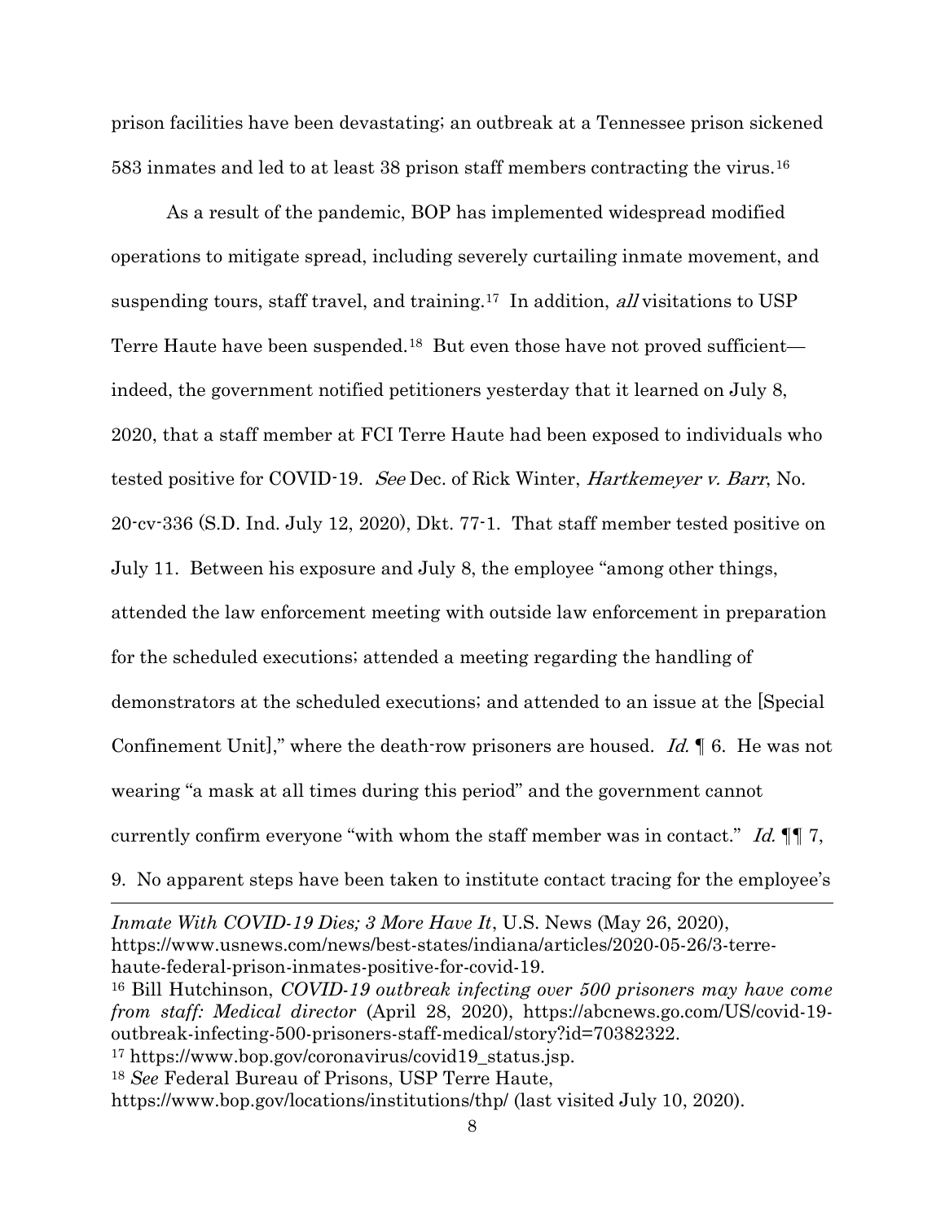prison facilities have been devastating; an outbreak at a Tennessee prison sickened 583 inmates and led to at least 38 prison staff members contracting the virus.[16]

As a result of the pandemic, BOP has implemented widespread modified operations to mitigate spread, including severely curtailing inmate movement, and suspending tours, staff travel, and training.[17] In addition, *all* visitations to USP Terre Haute have been suspended.[18] But even those have not proved sufficient—indeed, the government notified petitioners yesterday that it learned on July 8, 2020, that a staff member at FCI Terre Haute had been exposed to individuals who tested positive for COVID-19. *See* Dec. of Rick Winter, *Hartkemeyer v. Barr*, No. 20-cv-336 (S.D. Ind. July 12, 2020), Dkt. 77-1. That staff member tested positive on July 11. Between his exposure and July 8, the employee "among other things, attended the law enforcement meeting with outside law enforcement in preparation for the scheduled executions; attended a meeting regarding the handling of demonstrators at the scheduled executions; and attended to an issue at the [Special Confinement Unit]," where the death-row prisoners are housed. *Id.* ¶ 6. He was not wearing "a mask at all times during this period" and the government cannot currently confirm everyone "with whom the staff member was in contact." *Id.* ¶¶ 7, 9. No apparent steps have been taken to institute contact tracing for the employee's

---

*Inmate With COVID-19 Dies; 3 More Have It*, U.S. News (May 26, 2020), https://www.usnews.com/news/best-states/indiana/articles/2020-05-26/3-terre-haute-federal-prison-inmates-positive-for-covid-19.

[16] Bill Hutchinson, *COVID-19 outbreak infecting over 500 prisoners may have come from staff: Medical director* (April 28, 2020), https://abcnews.go.com/US/covid-19-outbreak-infecting-500-prisoners-staff-medical/story?id=70382322.

[17] https://www.bop.gov/coronavirus/covid19_status.jsp.

[18] *See* Federal Bureau of Prisons, USP Terre Haute, https://www.bop.gov/locations/institutions/thp/ (last visited July 10, 2020).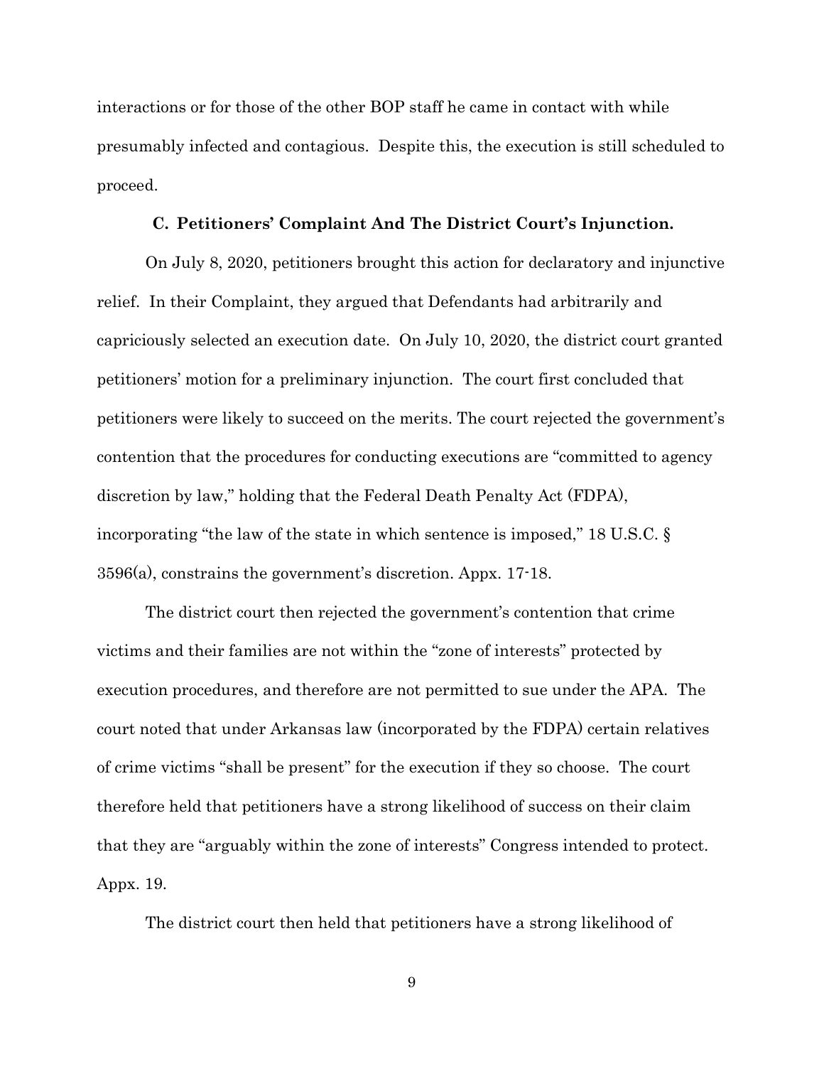interactions or for those of the other BOP staff he came in contact with while presumably infected and contagious. Despite this, the execution is still scheduled to proceed.

### C. Petitioners' Complaint And The District Court's Injunction.

On July 8, 2020, petitioners brought this action for declaratory and injunctive relief. In their Complaint, they argued that Defendants had arbitrarily and capriciously selected an execution date. On July 10, 2020, the district court granted petitioners' motion for a preliminary injunction. The court first concluded that petitioners were likely to succeed on the merits. The court rejected the government's contention that the procedures for conducting executions are "committed to agency discretion by law," holding that the Federal Death Penalty Act (FDPA), incorporating "the law of the state in which sentence is imposed," 18 U.S.C. § 3596(a), constrains the government's discretion. Appx. 17-18.

The district court then rejected the government's contention that crime victims and their families are not within the "zone of interests" protected by execution procedures, and therefore are not permitted to sue under the APA. The court noted that under Arkansas law (incorporated by the FDPA) certain relatives of crime victims "shall be present" for the execution if they so choose. The court therefore held that petitioners have a strong likelihood of success on their claim that they are "arguably within the zone of interests" Congress intended to protect. Appx. 19.

The district court then held that petitioners have a strong likelihood of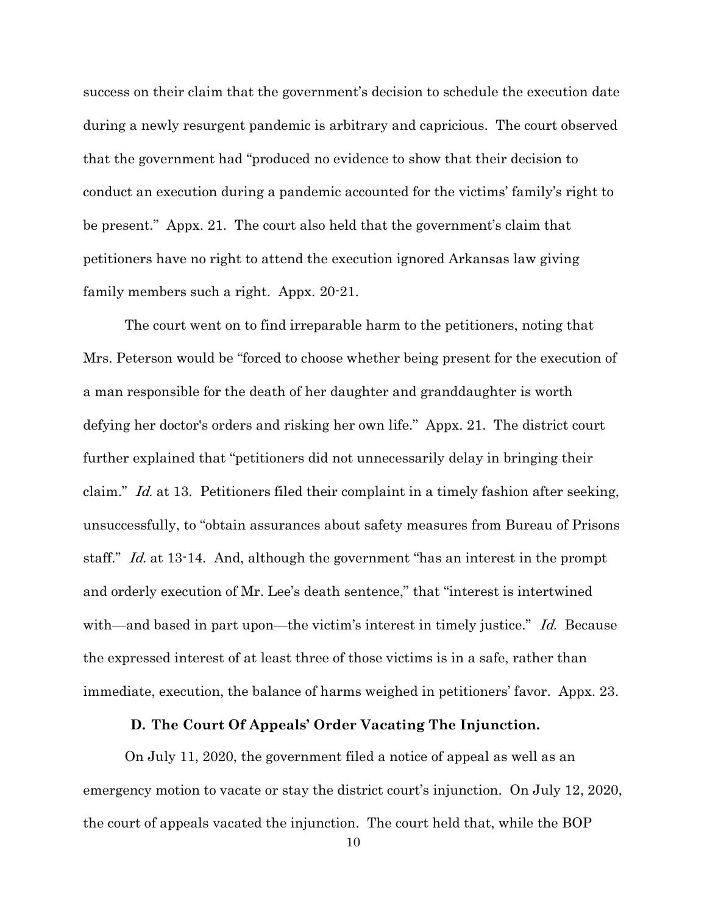success on their claim that the government's decision to schedule the execution date during a newly resurgent pandemic is arbitrary and capricious. The court observed that the government had "produced no evidence to show that their decision to conduct an execution during a pandemic accounted for the victims' family's right to be present." Appx. 21. The court also held that the government's claim that petitioners have no right to attend the execution ignored Arkansas law giving family members such a right. Appx. 20-21.

The court went on to find irreparable harm to the petitioners, noting that Mrs. Peterson would be "forced to choose whether being present for the execution of a man responsible for the death of her daughter and granddaughter is worth defying her doctor's orders and risking her own life." Appx. 21. The district court further explained that "petitioners did not unnecessarily delay in bringing their claim." *Id.* at 13. Petitioners filed their complaint in a timely fashion after seeking, unsuccessfully, to "obtain assurances about safety measures from Bureau of Prisons staff." *Id.* at 13-14. And, although the government "has an interest in the prompt and orderly execution of Mr. Lee's death sentence," that "interest is intertwined with—and based in part upon—the victim's interest in timely justice." *Id.* Because the expressed interest of at least three of those victims is in a safe, rather than immediate, execution, the balance of harms weighed in petitioners' favor. Appx. 23.

### D. The Court Of Appeals' Order Vacating The Injunction.

On July 11, 2020, the government filed a notice of appeal as well as an emergency motion to vacate or stay the district court's injunction. On July 12, 2020, the court of appeals vacated the injunction. The court held that, while the BOP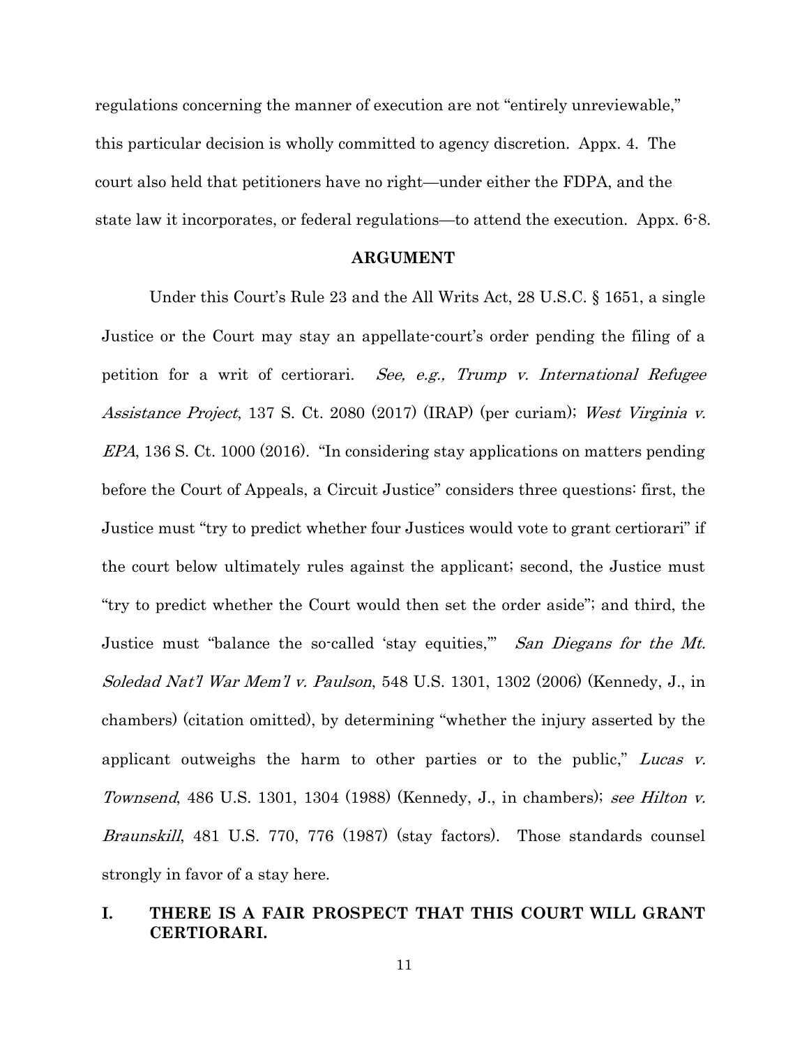regulations concerning the manner of execution are not "entirely unreviewable," this particular decision is wholly committed to agency discretion. Appx. 4. The court also held that petitioners have no right—under either the FDPA, and the state law it incorporates, or federal regulations—to attend the execution. Appx. 6-8.

## ARGUMENT

Under this Court's Rule 23 and the All Writs Act, 28 U.S.C. § 1651, a single Justice or the Court may stay an appellate-court's order pending the filing of a petition for a writ of certiorari. *See, e.g., Trump v. International Refugee Assistance Project*, 137 S. Ct. 2080 (2017) (IRAP) (per curiam); *West Virginia v. EPA*, 136 S. Ct. 1000 (2016). "In considering stay applications on matters pending before the Court of Appeals, a Circuit Justice" considers three questions: first, the Justice must "try to predict whether four Justices would vote to grant certiorari" if the court below ultimately rules against the applicant; second, the Justice must "try to predict whether the Court would then set the order aside"; and third, the Justice must "balance the so-called 'stay equities,'" *San Diegans for the Mt. Soledad Nat'l War Mem'l v. Paulson*, 548 U.S. 1301, 1302 (2006) (Kennedy, J., in chambers) (citation omitted), by determining "whether the injury asserted by the applicant outweighs the harm to other parties or to the public," *Lucas v. Townsend*, 486 U.S. 1301, 1304 (1988) (Kennedy, J., in chambers); *see Hilton v. Braunskill*, 481 U.S. 770, 776 (1987) (stay factors). Those standards counsel strongly in favor of a stay here.

### I. THERE IS A FAIR PROSPECT THAT THIS COURT WILL GRANT CERTIORARI.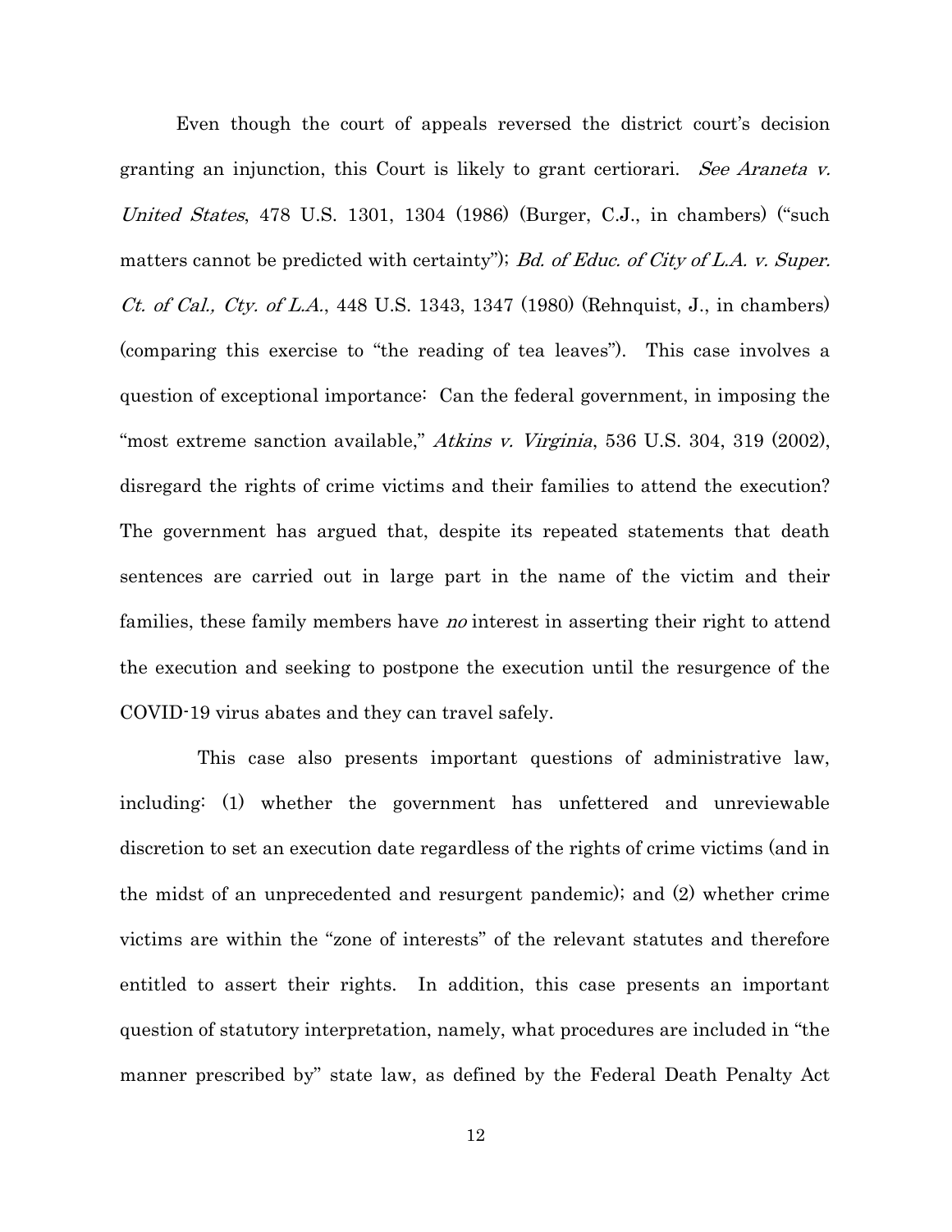Even though the court of appeals reversed the district court's decision granting an injunction, this Court is likely to grant certiorari. *See Araneta v. United States*, 478 U.S. 1301, 1304 (1986) (Burger, C.J., in chambers) ("such matters cannot be predicted with certainty"); *Bd. of Educ. of City of L.A. v. Super. Ct. of Cal., Cty. of L.A.*, 448 U.S. 1343, 1347 (1980) (Rehnquist, J., in chambers) (comparing this exercise to "the reading of tea leaves"). This case involves a question of exceptional importance: Can the federal government, in imposing the "most extreme sanction available," *Atkins v. Virginia*, 536 U.S. 304, 319 (2002), disregard the rights of crime victims and their families to attend the execution? The government has argued that, despite its repeated statements that death sentences are carried out in large part in the name of the victim and their families, these family members have *no* interest in asserting their right to attend the execution and seeking to postpone the execution until the resurgence of the COVID-19 virus abates and they can travel safely.

This case also presents important questions of administrative law, including: (1) whether the government has unfettered and unreviewable discretion to set an execution date regardless of the rights of crime victims (and in the midst of an unprecedented and resurgent pandemic); and (2) whether crime victims are within the "zone of interests" of the relevant statutes and therefore entitled to assert their rights. In addition, this case presents an important question of statutory interpretation, namely, what procedures are included in "the manner prescribed by" state law, as defined by the Federal Death Penalty Act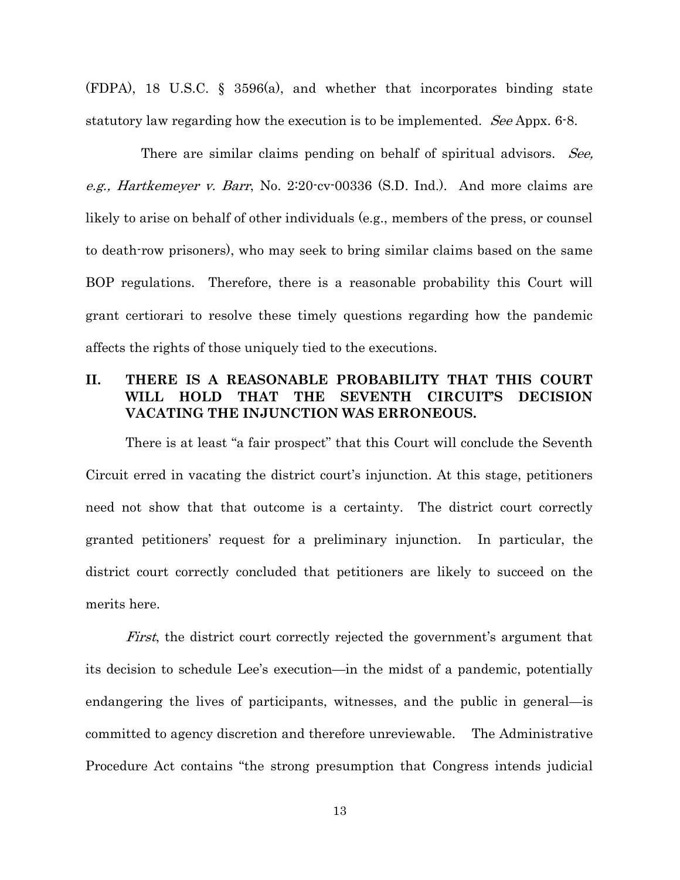(FDPA), 18 U.S.C. § 3596(a), and whether that incorporates binding state statutory law regarding how the execution is to be implemented. *See* Appx. 6-8.

There are similar claims pending on behalf of spiritual advisors. *See, e.g., Hartkemeyer v. Barr*, No. 2:20-cv-00336 (S.D. Ind.). And more claims are likely to arise on behalf of other individuals (e.g., members of the press, or counsel to death-row prisoners), who may seek to bring similar claims based on the same BOP regulations. Therefore, there is a reasonable probability this Court will grant certiorari to resolve these timely questions regarding how the pandemic affects the rights of those uniquely tied to the executions.

## II. THERE IS A REASONABLE PROBABILITY THAT THIS COURT WILL HOLD THAT THE SEVENTH CIRCUIT'S DECISION VACATING THE INJUNCTION WAS ERRONEOUS.

There is at least "a fair prospect" that this Court will conclude the Seventh Circuit erred in vacating the district court's injunction. At this stage, petitioners need not show that that outcome is a certainty. The district court correctly granted petitioners' request for a preliminary injunction. In particular, the district court correctly concluded that petitioners are likely to succeed on the merits here.

*First*, the district court correctly rejected the government's argument that its decision to schedule Lee's execution—in the midst of a pandemic, potentially endangering the lives of participants, witnesses, and the public in general—is committed to agency discretion and therefore unreviewable. The Administrative Procedure Act contains "the strong presumption that Congress intends judicial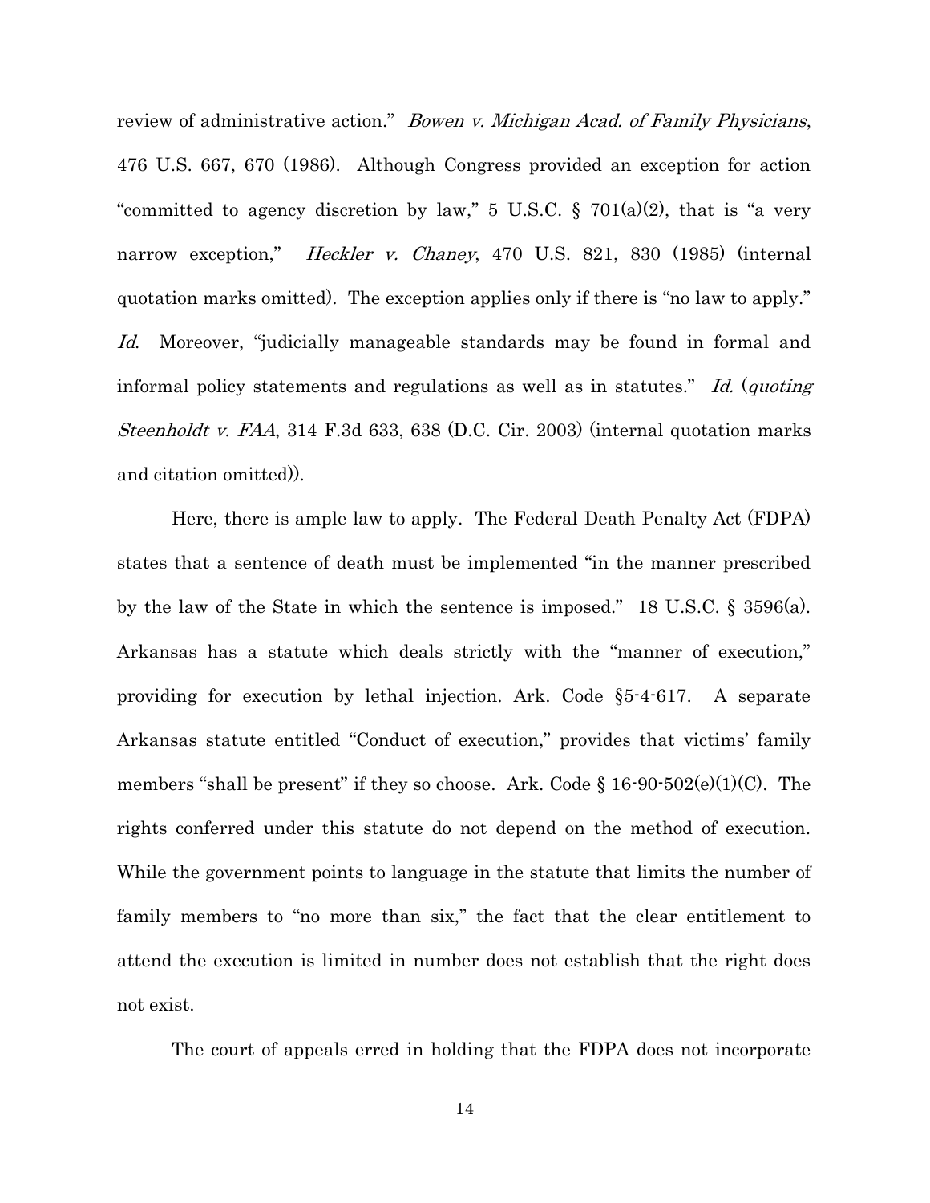review of administrative action." *Bowen v. Michigan Acad. of Family Physicians*, 476 U.S. 667, 670 (1986). Although Congress provided an exception for action "committed to agency discretion by law," 5 U.S.C. § 701(a)(2), that is "a very narrow exception," *Heckler v. Chaney*, 470 U.S. 821, 830 (1985) (internal quotation marks omitted). The exception applies only if there is "no law to apply." *Id.* Moreover, "judicially manageable standards may be found in formal and informal policy statements and regulations as well as in statutes." *Id.* (*quoting Steenholdt v. FAA*, 314 F.3d 633, 638 (D.C. Cir. 2003) (internal quotation marks and citation omitted)).

Here, there is ample law to apply. The Federal Death Penalty Act (FDPA) states that a sentence of death must be implemented "in the manner prescribed by the law of the State in which the sentence is imposed." 18 U.S.C. § 3596(a). Arkansas has a statute which deals strictly with the "manner of execution," providing for execution by lethal injection. Ark. Code §5-4-617. A separate Arkansas statute entitled "Conduct of execution," provides that victims' family members "shall be present" if they so choose. Ark. Code § 16-90-502(e)(1)(C). The rights conferred under this statute do not depend on the method of execution. While the government points to language in the statute that limits the number of family members to "no more than six," the fact that the clear entitlement to attend the execution is limited in number does not establish that the right does not exist.

The court of appeals erred in holding that the FDPA does not incorporate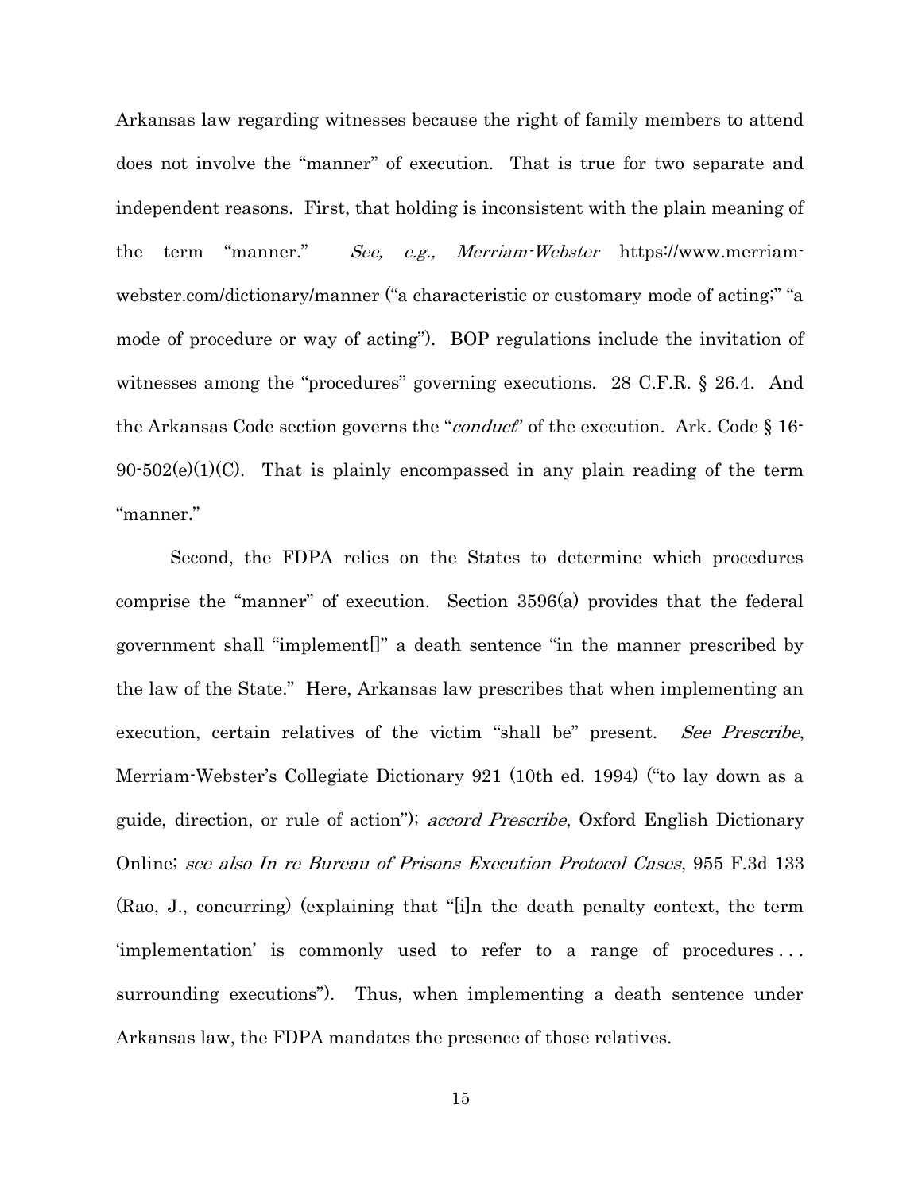Arkansas law regarding witnesses because the right of family members to attend does not involve the "manner" of execution. That is true for two separate and independent reasons. First, that holding is inconsistent with the plain meaning of the term "manner." *See, e.g., Merriam-Webster* https://www.merriam-webster.com/dictionary/manner ("a characteristic or customary mode of acting;" "a mode of procedure or way of acting"). BOP regulations include the invitation of witnesses among the "procedures" governing executions. 28 C.F.R. § 26.4. And the Arkansas Code section governs the "*conduct*" of the execution. Ark. Code § 16-90-502(e)(1)(C). That is plainly encompassed in any plain reading of the term "manner."

Second, the FDPA relies on the States to determine which procedures comprise the "manner" of execution. Section 3596(a) provides that the federal government shall "implement[]" a death sentence "in the manner prescribed by the law of the State." Here, Arkansas law prescribes that when implementing an execution, certain relatives of the victim "shall be" present. *See Prescribe*, Merriam-Webster's Collegiate Dictionary 921 (10th ed. 1994) ("to lay down as a guide, direction, or rule of action"); *accord Prescribe*, Oxford English Dictionary Online; *see also In re Bureau of Prisons Execution Protocol Cases*, 955 F.3d 133 (Rao, J., concurring) (explaining that "[i]n the death penalty context, the term 'implementation' is commonly used to refer to a range of procedures . . . surrounding executions"). Thus, when implementing a death sentence under Arkansas law, the FDPA mandates the presence of those relatives.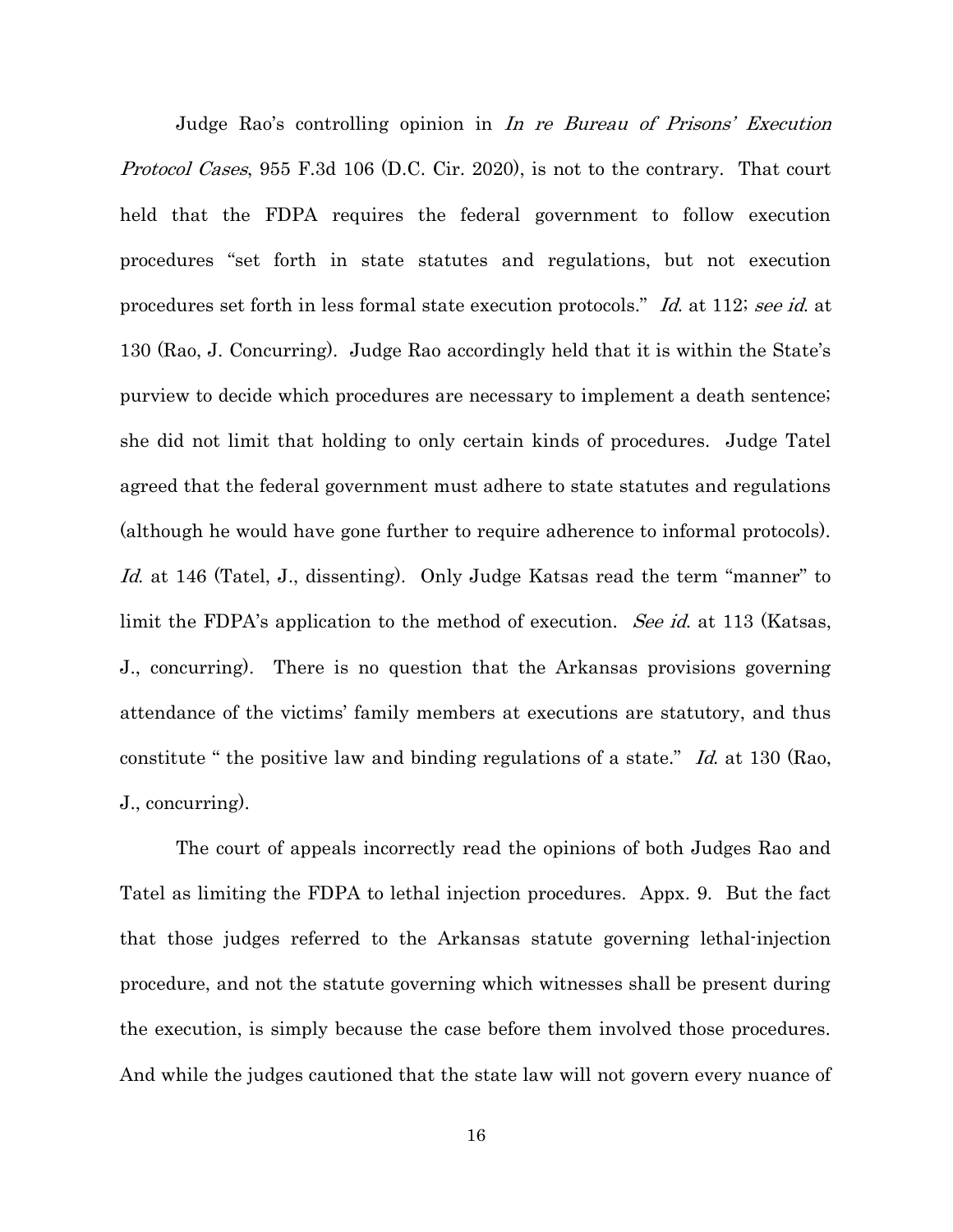Judge Rao's controlling opinion in *In re Bureau of Prisons' Execution Protocol Cases*, 955 F.3d 106 (D.C. Cir. 2020), is not to the contrary. That court held that the FDPA requires the federal government to follow execution procedures "set forth in state statutes and regulations, but not execution procedures set forth in less formal state execution protocols." *Id.* at 112; *see id.* at 130 (Rao, J. Concurring). Judge Rao accordingly held that it is within the State's purview to decide which procedures are necessary to implement a death sentence; she did not limit that holding to only certain kinds of procedures. Judge Tatel agreed that the federal government must adhere to state statutes and regulations (although he would have gone further to require adherence to informal protocols). *Id.* at 146 (Tatel, J., dissenting). Only Judge Katsas read the term "manner" to limit the FDPA's application to the method of execution. *See id.* at 113 (Katsas, J., concurring). There is no question that the Arkansas provisions governing attendance of the victims' family members at executions are statutory, and thus constitute " the positive law and binding regulations of a state." *Id.* at 130 (Rao, J., concurring).

The court of appeals incorrectly read the opinions of both Judges Rao and Tatel as limiting the FDPA to lethal injection procedures. Appx. 9. But the fact that those judges referred to the Arkansas statute governing lethal-injection procedure, and not the statute governing which witnesses shall be present during the execution, is simply because the case before them involved those procedures. And while the judges cautioned that the state law will not govern every nuance of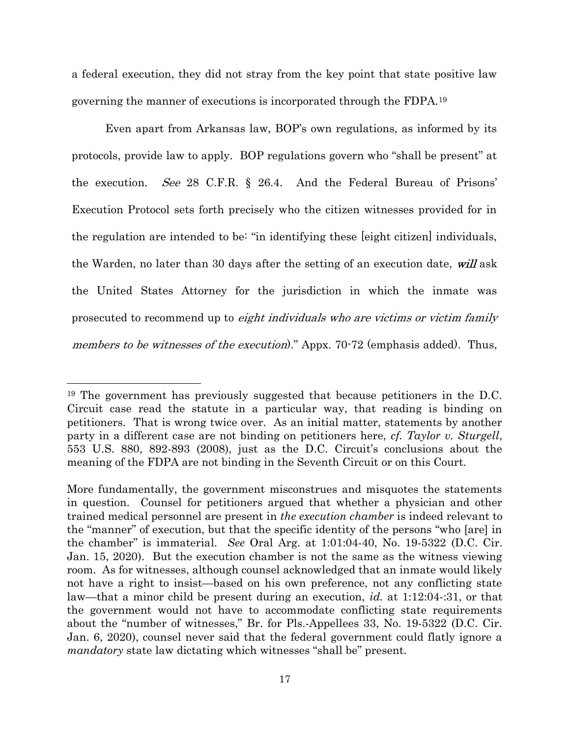a federal execution, they did not stray from the key point that state positive law governing the manner of executions is incorporated through the FDPA.[19]

Even apart from Arkansas law, BOP's own regulations, as informed by its protocols, provide law to apply. BOP regulations govern who "shall be present" at the execution. *See* 28 C.F.R. § 26.4. And the Federal Bureau of Prisons' Execution Protocol sets forth precisely who the citizen witnesses provided for in the regulation are intended to be: "in identifying these [eight citizen] individuals, the Warden, no later than 30 days after the setting of an execution date, ***will*** ask the United States Attorney for the jurisdiction in which the inmate was prosecuted to recommend up to *eight individuals who are victims or victim family members to be witnesses of the execution*)." Appx. 70-72 (emphasis added). Thus,

---

[19] The government has previously suggested that because petitioners in the D.C. Circuit case read the statute in a particular way, that reading is binding on petitioners. That is wrong twice over. As an initial matter, statements by another party in a different case are not binding on petitioners here, *cf. Taylor v. Sturgell*, 553 U.S. 880, 892-893 (2008), just as the D.C. Circuit's conclusions about the meaning of the FDPA are not binding in the Seventh Circuit or on this Court.

More fundamentally, the government misconstrues and misquotes the statements in question. Counsel for petitioners argued that whether a physician and other trained medical personnel are present in *the execution chamber* is indeed relevant to the "manner" of execution, but that the specific identity of the persons "who [are] in the chamber" is immaterial. *See* Oral Arg. at 1:01:04-40, No. 19-5322 (D.C. Cir. Jan. 15, 2020). But the execution chamber is not the same as the witness viewing room. As for witnesses, although counsel acknowledged that an inmate would likely not have a right to insist—based on his own preference, not any conflicting state law—that a minor child be present during an execution, *id.* at 1:12:04-:31, or that the government would not have to accommodate conflicting state requirements about the "number of witnesses," Br. for Pls.-Appellees 33, No. 19-5322 (D.C. Cir. Jan. 6, 2020), counsel never said that the federal government could flatly ignore a *mandatory* state law dictating which witnesses "shall be" present.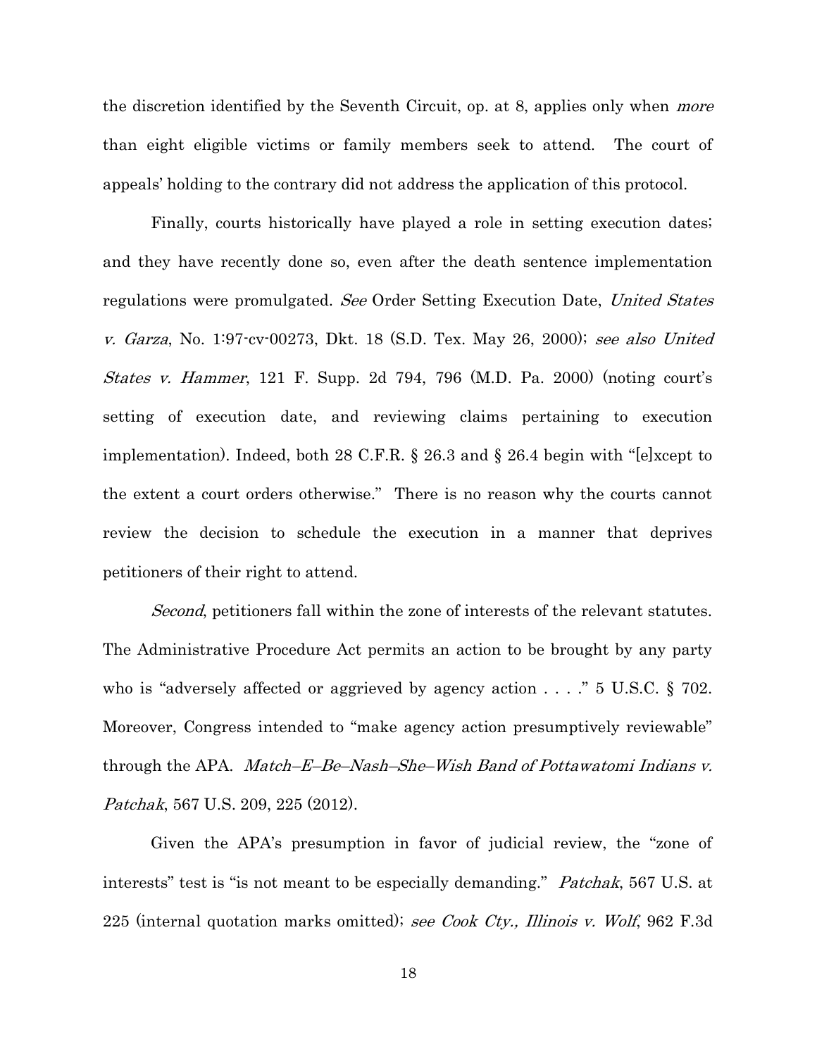the discretion identified by the Seventh Circuit, op. at 8, applies only when *more* than eight eligible victims or family members seek to attend. The court of appeals' holding to the contrary did not address the application of this protocol.

Finally, courts historically have played a role in setting execution dates; and they have recently done so, even after the death sentence implementation regulations were promulgated. *See* Order Setting Execution Date, *United States v. Garza*, No. 1:97-cv-00273, Dkt. 18 (S.D. Tex. May 26, 2000); *see also United States v. Hammer*, 121 F. Supp. 2d 794, 796 (M.D. Pa. 2000) (noting court's setting of execution date, and reviewing claims pertaining to execution implementation). Indeed, both 28 C.F.R. § 26.3 and § 26.4 begin with "[e]xcept to the extent a court orders otherwise." There is no reason why the courts cannot review the decision to schedule the execution in a manner that deprives petitioners of their right to attend.

*Second*, petitioners fall within the zone of interests of the relevant statutes. The Administrative Procedure Act permits an action to be brought by any party who is "adversely affected or aggrieved by agency action . . . ." 5 U.S.C. § 702. Moreover, Congress intended to "make agency action presumptively reviewable" through the APA. *Match–E–Be–Nash–She–Wish Band of Pottawatomi Indians v. Patchak*, 567 U.S. 209, 225 (2012).

Given the APA's presumption in favor of judicial review, the "zone of interests" test is "is not meant to be especially demanding." *Patchak*, 567 U.S. at 225 (internal quotation marks omitted); *see Cook Cty., Illinois v. Wolf*, 962 F.3d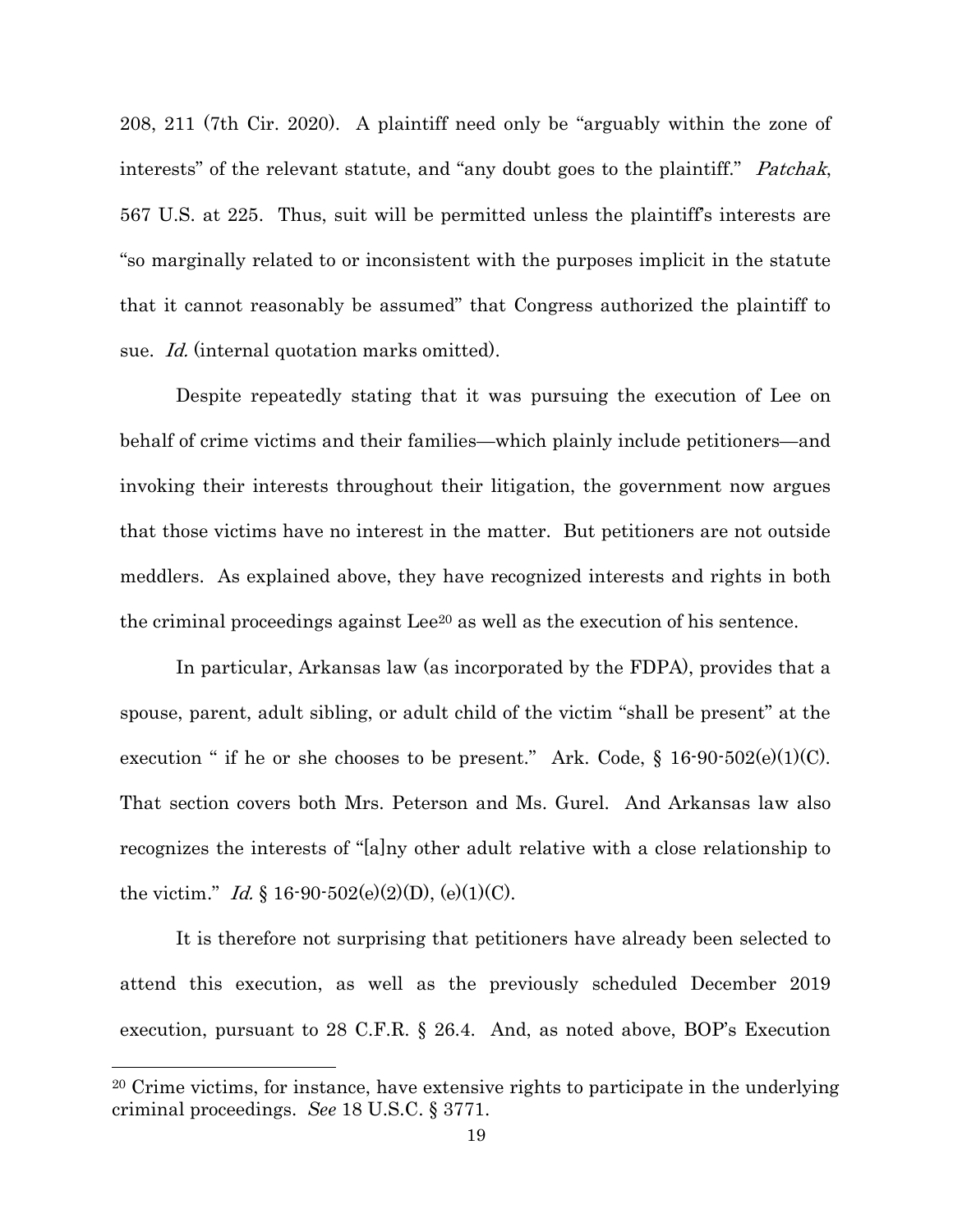208, 211 (7th Cir. 2020). A plaintiff need only be "arguably within the zone of interests" of the relevant statute, and "any doubt goes to the plaintiff." *Patchak*, 567 U.S. at 225. Thus, suit will be permitted unless the plaintiff's interests are "so marginally related to or inconsistent with the purposes implicit in the statute that it cannot reasonably be assumed" that Congress authorized the plaintiff to sue. *Id.* (internal quotation marks omitted).

Despite repeatedly stating that it was pursuing the execution of Lee on behalf of crime victims and their families—which plainly include petitioners—and invoking their interests throughout their litigation, the government now argues that those victims have no interest in the matter. But petitioners are not outside meddlers. As explained above, they have recognized interests and rights in both the criminal proceedings against Lee[20] as well as the execution of his sentence.

In particular, Arkansas law (as incorporated by the FDPA), provides that a spouse, parent, adult sibling, or adult child of the victim "shall be present" at the execution " if he or she chooses to be present." Ark. Code, § 16-90-502(e)(1)(C). That section covers both Mrs. Peterson and Ms. Gurel. And Arkansas law also recognizes the interests of "[a]ny other adult relative with a close relationship to the victim." *Id.* § 16-90-502(e)(2)(D), (e)(1)(C).

It is therefore not surprising that petitioners have already been selected to attend this execution, as well as the previously scheduled December 2019 execution, pursuant to 28 C.F.R. § 26.4. And, as noted above, BOP's Execution

---

[20] Crime victims, for instance, have extensive rights to participate in the underlying criminal proceedings. *See* 18 U.S.C. § 3771.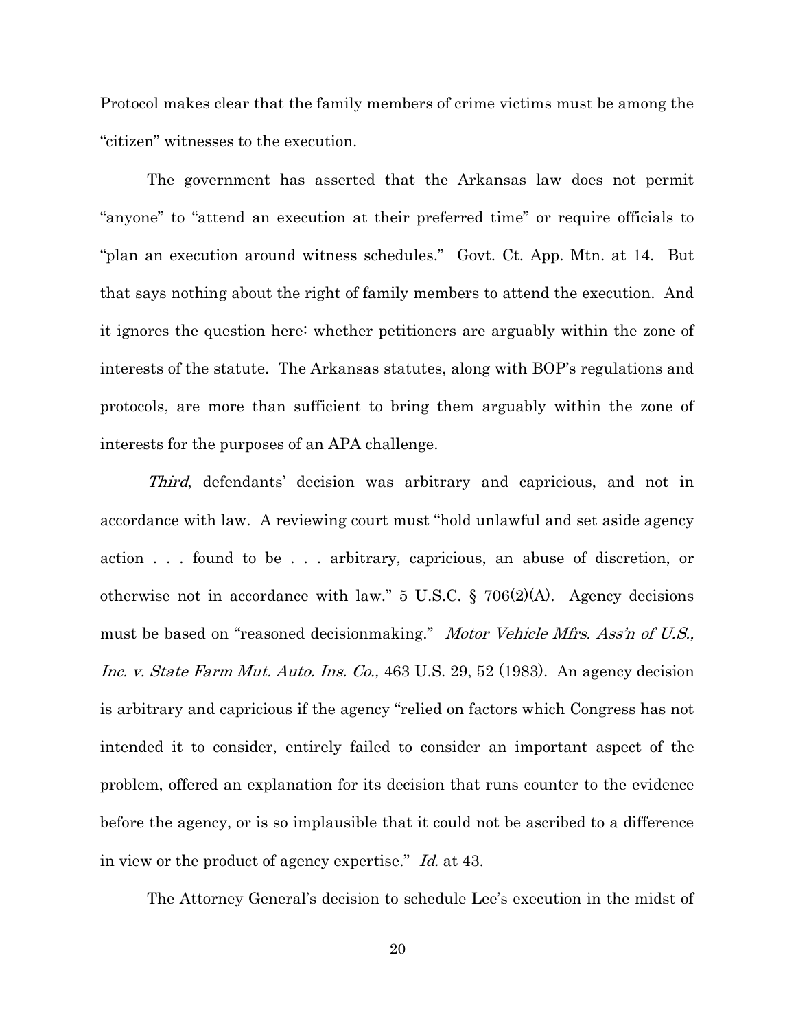Protocol makes clear that the family members of crime victims must be among the "citizen" witnesses to the execution.

The government has asserted that the Arkansas law does not permit "anyone" to "attend an execution at their preferred time" or require officials to "plan an execution around witness schedules." Govt. Ct. App. Mtn. at 14. But that says nothing about the right of family members to attend the execution. And it ignores the question here: whether petitioners are arguably within the zone of interests of the statute. The Arkansas statutes, along with BOP's regulations and protocols, are more than sufficient to bring them arguably within the zone of interests for the purposes of an APA challenge.

*Third*, defendants' decision was arbitrary and capricious, and not in accordance with law. A reviewing court must "hold unlawful and set aside agency action . . . found to be . . . arbitrary, capricious, an abuse of discretion, or otherwise not in accordance with law." 5 U.S.C. § 706(2)(A). Agency decisions must be based on "reasoned decisionmaking." *Motor Vehicle Mfrs. Ass'n of U.S., Inc. v. State Farm Mut. Auto. Ins. Co.,* 463 U.S. 29, 52 (1983). An agency decision is arbitrary and capricious if the agency "relied on factors which Congress has not intended it to consider, entirely failed to consider an important aspect of the problem, offered an explanation for its decision that runs counter to the evidence before the agency, or is so implausible that it could not be ascribed to a difference in view or the product of agency expertise." *Id.* at 43.

The Attorney General's decision to schedule Lee's execution in the midst of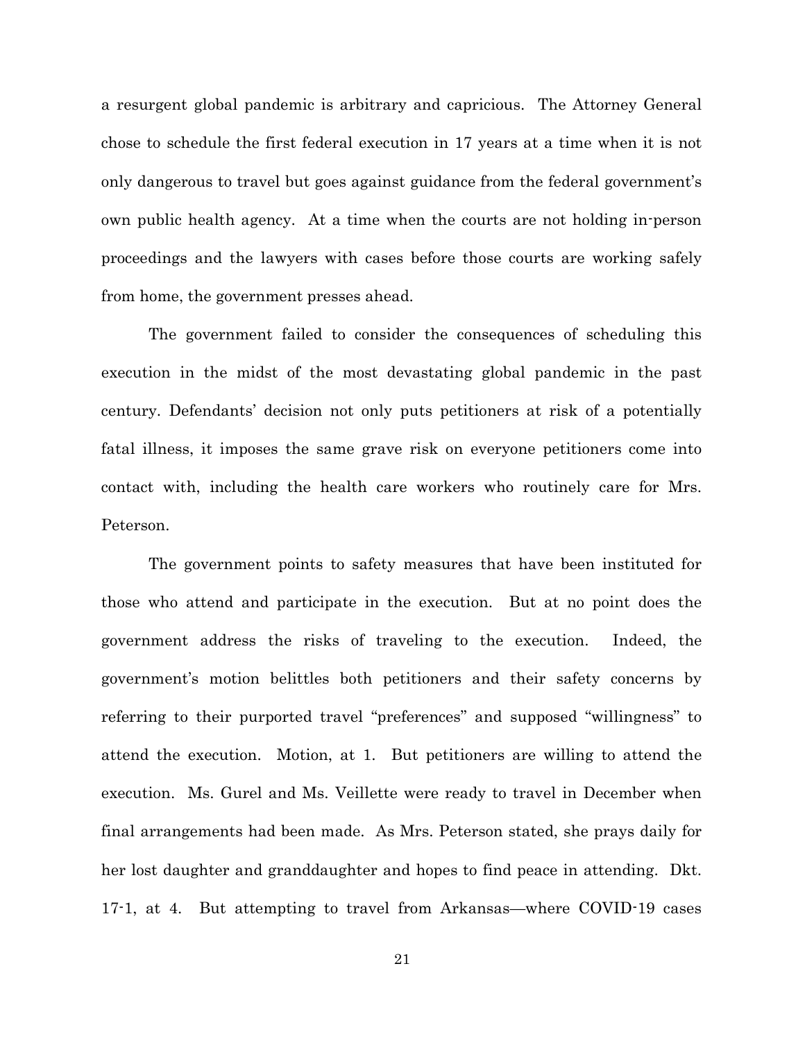a resurgent global pandemic is arbitrary and capricious. The Attorney General chose to schedule the first federal execution in 17 years at a time when it is not only dangerous to travel but goes against guidance from the federal government's own public health agency. At a time when the courts are not holding in-person proceedings and the lawyers with cases before those courts are working safely from home, the government presses ahead.

The government failed to consider the consequences of scheduling this execution in the midst of the most devastating global pandemic in the past century. Defendants' decision not only puts petitioners at risk of a potentially fatal illness, it imposes the same grave risk on everyone petitioners come into contact with, including the health care workers who routinely care for Mrs. Peterson.

The government points to safety measures that have been instituted for those who attend and participate in the execution. But at no point does the government address the risks of traveling to the execution. Indeed, the government's motion belittles both petitioners and their safety concerns by referring to their purported travel "preferences" and supposed "willingness" to attend the execution. Motion, at 1. But petitioners are willing to attend the execution. Ms. Gurel and Ms. Veillette were ready to travel in December when final arrangements had been made. As Mrs. Peterson stated, she prays daily for her lost daughter and granddaughter and hopes to find peace in attending. Dkt. 17-1, at 4. But attempting to travel from Arkansas—where COVID-19 cases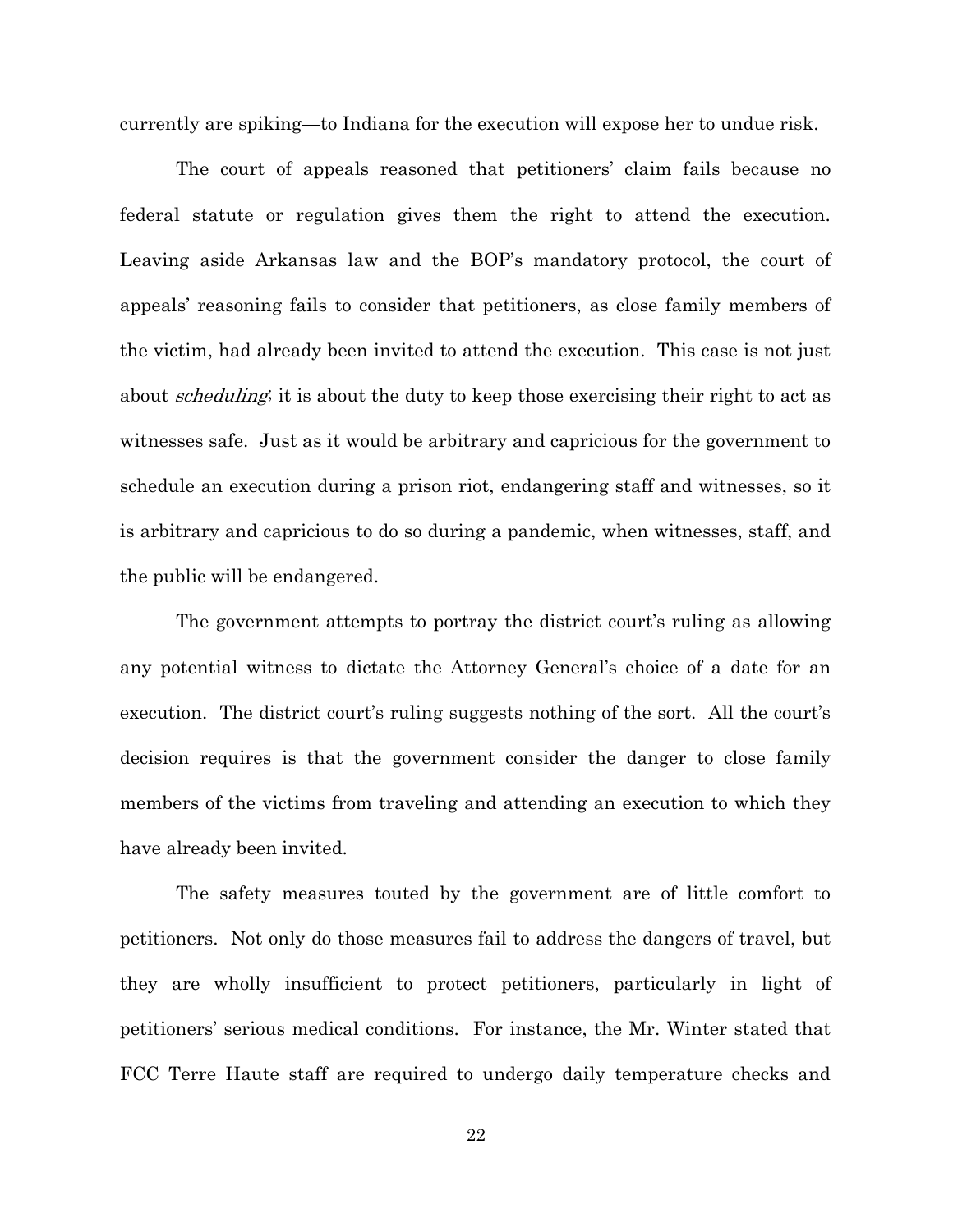currently are spiking—to Indiana for the execution will expose her to undue risk.

The court of appeals reasoned that petitioners' claim fails because no federal statute or regulation gives them the right to attend the execution. Leaving aside Arkansas law and the BOP's mandatory protocol, the court of appeals' reasoning fails to consider that petitioners, as close family members of the victim, had already been invited to attend the execution. This case is not just about *scheduling*; it is about the duty to keep those exercising their right to act as witnesses safe. Just as it would be arbitrary and capricious for the government to schedule an execution during a prison riot, endangering staff and witnesses, so it is arbitrary and capricious to do so during a pandemic, when witnesses, staff, and the public will be endangered.

The government attempts to portray the district court's ruling as allowing any potential witness to dictate the Attorney General's choice of a date for an execution. The district court's ruling suggests nothing of the sort. All the court's decision requires is that the government consider the danger to close family members of the victims from traveling and attending an execution to which they have already been invited.

The safety measures touted by the government are of little comfort to petitioners. Not only do those measures fail to address the dangers of travel, but they are wholly insufficient to protect petitioners, particularly in light of petitioners' serious medical conditions. For instance, the Mr. Winter stated that FCC Terre Haute staff are required to undergo daily temperature checks and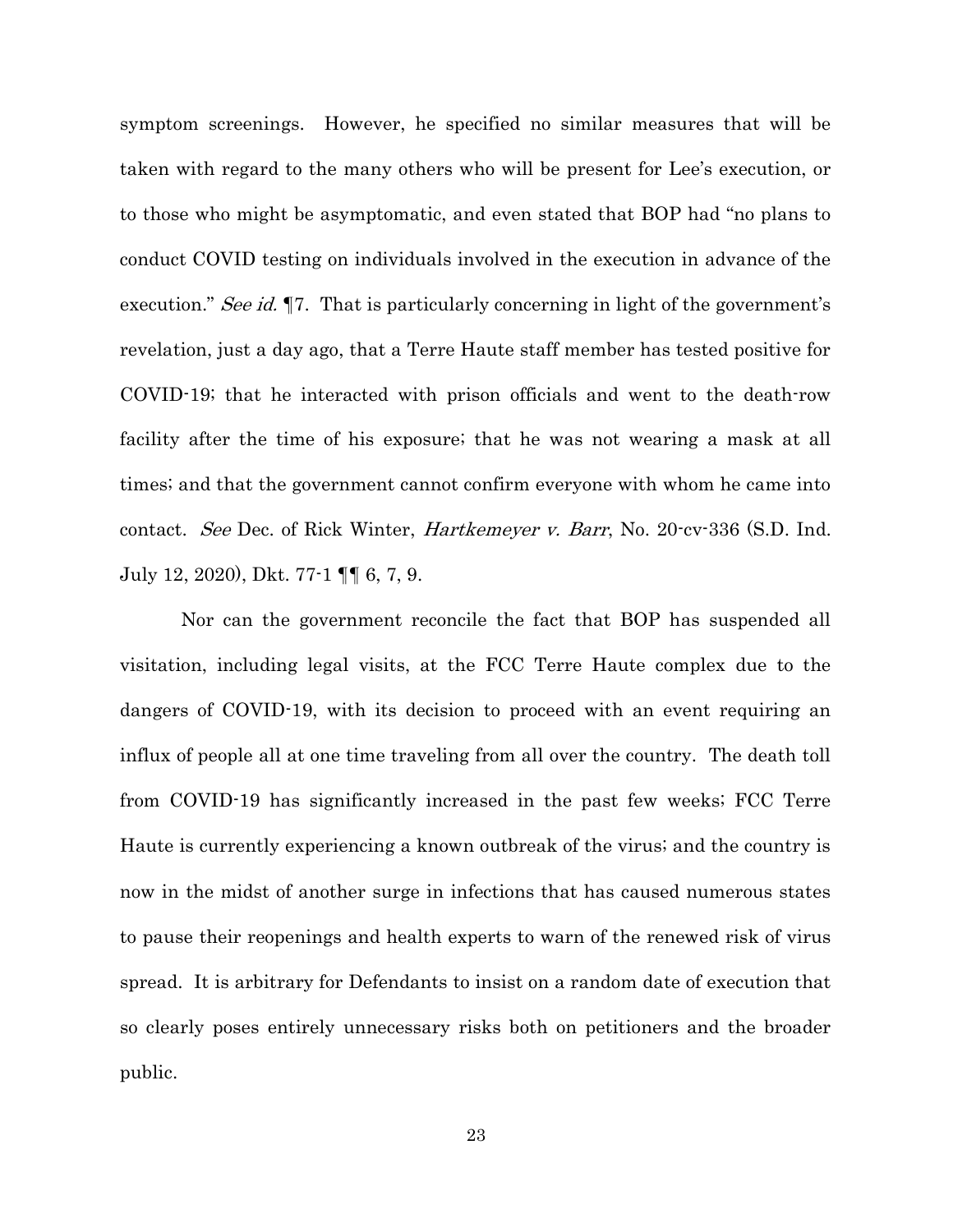symptom screenings. However, he specified no similar measures that will be taken with regard to the many others who will be present for Lee's execution, or to those who might be asymptomatic, and even stated that BOP had "no plans to conduct COVID testing on individuals involved in the execution in advance of the execution." *See id.* ¶7. That is particularly concerning in light of the government's revelation, just a day ago, that a Terre Haute staff member has tested positive for COVID-19; that he interacted with prison officials and went to the death-row facility after the time of his exposure; that he was not wearing a mask at all times; and that the government cannot confirm everyone with whom he came into contact. *See* Dec. of Rick Winter, *Hartkemeyer v. Barr*, No. 20-cv-336 (S.D. Ind. July 12, 2020), Dkt. 77-1 ¶¶ 6, 7, 9.

Nor can the government reconcile the fact that BOP has suspended all visitation, including legal visits, at the FCC Terre Haute complex due to the dangers of COVID-19, with its decision to proceed with an event requiring an influx of people all at one time traveling from all over the country. The death toll from COVID-19 has significantly increased in the past few weeks; FCC Terre Haute is currently experiencing a known outbreak of the virus; and the country is now in the midst of another surge in infections that has caused numerous states to pause their reopenings and health experts to warn of the renewed risk of virus spread. It is arbitrary for Defendants to insist on a random date of execution that so clearly poses entirely unnecessary risks both on petitioners and the broader public.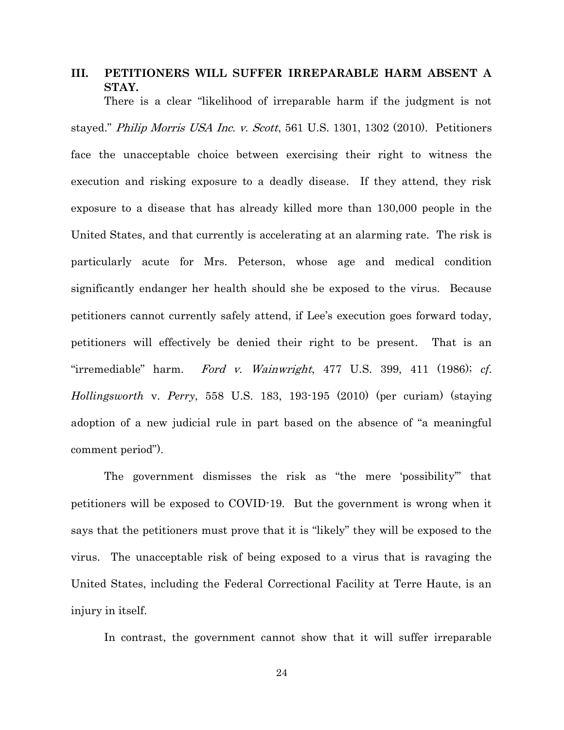## III. PETITIONERS WILL SUFFER IRREPARABLE HARM ABSENT A STAY.

There is a clear "likelihood of irreparable harm if the judgment is not stayed." *Philip Morris USA Inc. v. Scott*, 561 U.S. 1301, 1302 (2010). Petitioners face the unacceptable choice between exercising their right to witness the execution and risking exposure to a deadly disease. If they attend, they risk exposure to a disease that has already killed more than 130,000 people in the United States, and that currently is accelerating at an alarming rate. The risk is particularly acute for Mrs. Peterson, whose age and medical condition significantly endanger her health should she be exposed to the virus. Because petitioners cannot currently safely attend, if Lee's execution goes forward today, petitioners will effectively be denied their right to be present. That is an "irremediable" harm. *Ford v. Wainwright*, 477 U.S. 399, 411 (1986); *cf. Hollingsworth* v. *Perry*, 558 U.S. 183, 193-195 (2010) (per curiam) (staying adoption of a new judicial rule in part based on the absence of "a meaningful comment period").

The government dismisses the risk as "the mere 'possibility'" that petitioners will be exposed to COVID-19. But the government is wrong when it says that the petitioners must prove that it is "likely" they will be exposed to the virus. The unacceptable risk of being exposed to a virus that is ravaging the United States, including the Federal Correctional Facility at Terre Haute, is an injury in itself.

In contrast, the government cannot show that it will suffer irreparable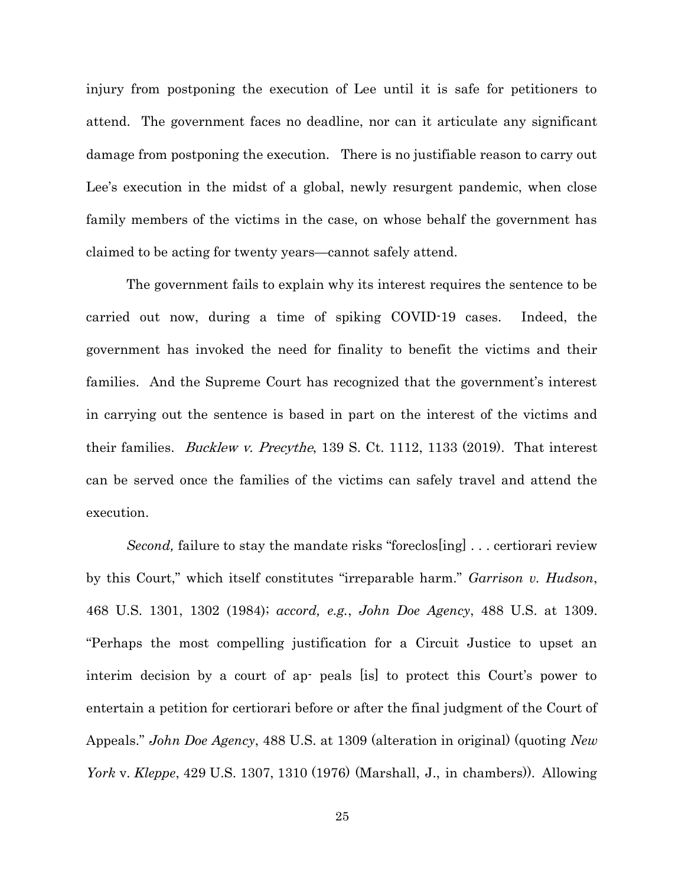injury from postponing the execution of Lee until it is safe for petitioners to attend. The government faces no deadline, nor can it articulate any significant damage from postponing the execution. There is no justifiable reason to carry out Lee's execution in the midst of a global, newly resurgent pandemic, when close family members of the victims in the case, on whose behalf the government has claimed to be acting for twenty years—cannot safely attend.

The government fails to explain why its interest requires the sentence to be carried out now, during a time of spiking COVID-19 cases. Indeed, the government has invoked the need for finality to benefit the victims and their families. And the Supreme Court has recognized that the government's interest in carrying out the sentence is based in part on the interest of the victims and their families. *Bucklew v. Precythe*, 139 S. Ct. 1112, 1133 (2019). That interest can be served once the families of the victims can safely travel and attend the execution.

*Second,* failure to stay the mandate risks "foreclos[ing] . . . certiorari review by this Court," which itself constitutes "irreparable harm." *Garrison v. Hudson*, 468 U.S. 1301, 1302 (1984); *accord, e.g.*, *John Doe Agency*, 488 U.S. at 1309. "Perhaps the most compelling justification for a Circuit Justice to upset an interim decision by a court of ap- peals [is] to protect this Court's power to entertain a petition for certiorari before or after the final judgment of the Court of Appeals." *John Doe Agency*, 488 U.S. at 1309 (alteration in original) (quoting *New York* v. *Kleppe*, 429 U.S. 1307, 1310 (1976) (Marshall, J., in chambers)). Allowing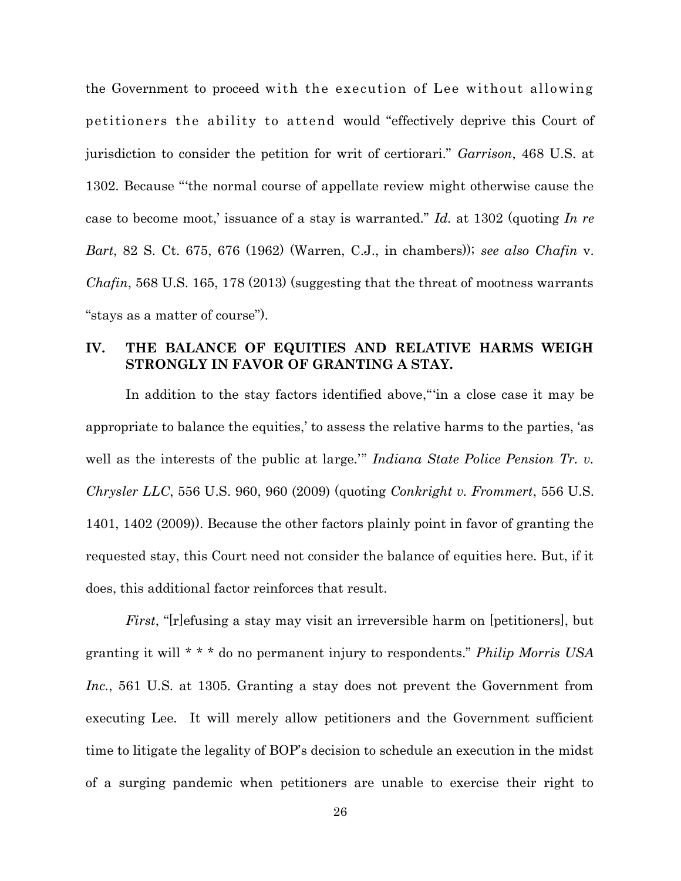the Government to proceed with the execution of Lee without allowing petitioners the ability to attend would "effectively deprive this Court of jurisdiction to consider the petition for writ of certiorari." *Garrison*, 468 U.S. at 1302. Because "'the normal course of appellate review might otherwise cause the case to become moot,' issuance of a stay is warranted." *Id.* at 1302 (quoting *In re Bart*, 82 S. Ct. 675, 676 (1962) (Warren, C.J., in chambers)); *see also Chafin* v. *Chafin*, 568 U.S. 165, 178 (2013) (suggesting that the threat of mootness warrants "stays as a matter of course").

## IV. THE BALANCE OF EQUITIES AND RELATIVE HARMS WEIGH STRONGLY IN FAVOR OF GRANTING A STAY.

In addition to the stay factors identified above, "'in a close case it may be appropriate to balance the equities,' to assess the relative harms to the parties, 'as well as the interests of the public at large.'" *Indiana State Police Pension Tr. v. Chrysler LLC*, 556 U.S. 960, 960 (2009) (quoting *Conkright v. Frommert*, 556 U.S. 1401, 1402 (2009)). Because the other factors plainly point in favor of granting the requested stay, this Court need not consider the balance of equities here. But, if it does, this additional factor reinforces that result.

*First*, "[r]efusing a stay may visit an irreversible harm on [petitioners], but granting it will * * * do no permanent injury to respondents." *Philip Morris USA Inc.*, 561 U.S. at 1305. Granting a stay does not prevent the Government from executing Lee. It will merely allow petitioners and the Government sufficient time to litigate the legality of BOP's decision to schedule an execution in the midst of a surging pandemic when petitioners are unable to exercise their right to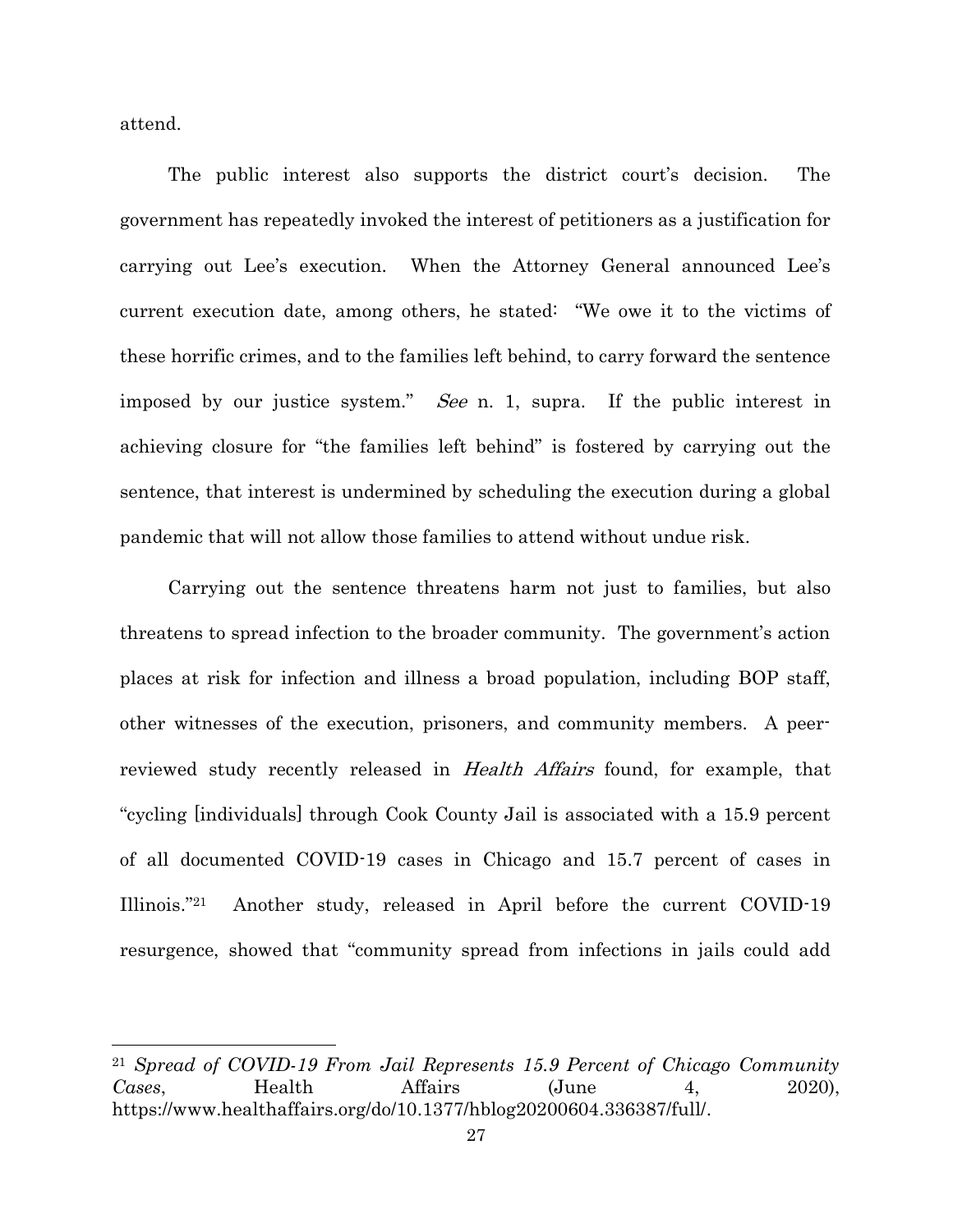attend.

The public interest also supports the district court's decision. The government has repeatedly invoked the interest of petitioners as a justification for carrying out Lee's execution. When the Attorney General announced Lee's current execution date, among others, he stated: "We owe it to the victims of these horrific crimes, and to the families left behind, to carry forward the sentence imposed by our justice system." *See* n. 1, supra. If the public interest in achieving closure for "the families left behind" is fostered by carrying out the sentence, that interest is undermined by scheduling the execution during a global pandemic that will not allow those families to attend without undue risk.

Carrying out the sentence threatens harm not just to families, but also threatens to spread infection to the broader community. The government's action places at risk for infection and illness a broad population, including BOP staff, other witnesses of the execution, prisoners, and community members. A peer-reviewed study recently released in *Health Affairs* found, for example, that "cycling [individuals] through Cook County Jail is associated with a 15.9 percent of all documented COVID-19 cases in Chicago and 15.7 percent of cases in Illinois."[21] Another study, released in April before the current COVID-19 resurgence, showed that "community spread from infections in jails could add

---

[21] *Spread of COVID-19 From Jail Represents 15.9 Percent of Chicago Community Cases*, Health Affairs (June 4, 2020), https://www.healthaffairs.org/do/10.1377/hblog20200604.336387/full/.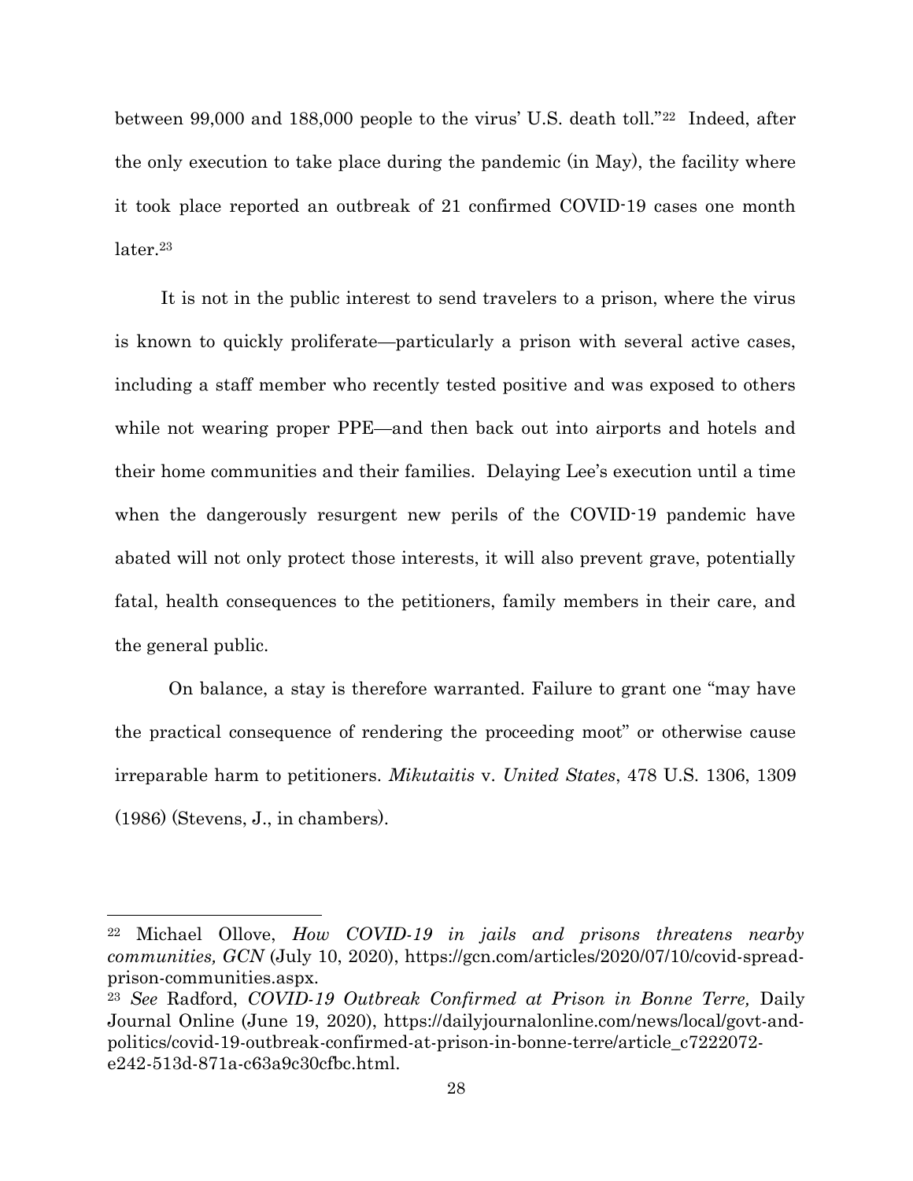between 99,000 and 188,000 people to the virus' U.S. death toll."[22] Indeed, after the only execution to take place during the pandemic (in May), the facility where it took place reported an outbreak of 21 confirmed COVID-19 cases one month later.[23]

It is not in the public interest to send travelers to a prison, where the virus is known to quickly proliferate—particularly a prison with several active cases, including a staff member who recently tested positive and was exposed to others while not wearing proper PPE—and then back out into airports and hotels and their home communities and their families. Delaying Lee's execution until a time when the dangerously resurgent new perils of the COVID-19 pandemic have abated will not only protect those interests, it will also prevent grave, potentially fatal, health consequences to the petitioners, family members in their care, and the general public.

On balance, a stay is therefore warranted. Failure to grant one "may have the practical consequence of rendering the proceeding moot" or otherwise cause irreparable harm to petitioners. *Mikutaitis* v. *United States*, 478 U.S. 1306, 1309 (1986) (Stevens, J., in chambers).

---

[22] Michael Ollove, *How COVID-19 in jails and prisons threatens nearby communities, GCN* (July 10, 2020), https://gcn.com/articles/2020/07/10/covid-spread-prison-communities.aspx.

[23] *See* Radford, *COVID-19 Outbreak Confirmed at Prison in Bonne Terre,* Daily Journal Online (June 19, 2020), https://dailyjournalonline.com/news/local/govt-and-politics/covid-19-outbreak-confirmed-at-prison-in-bonne-terre/article_c7222072-e242-513d-871a-c63a9c30cfbc.html.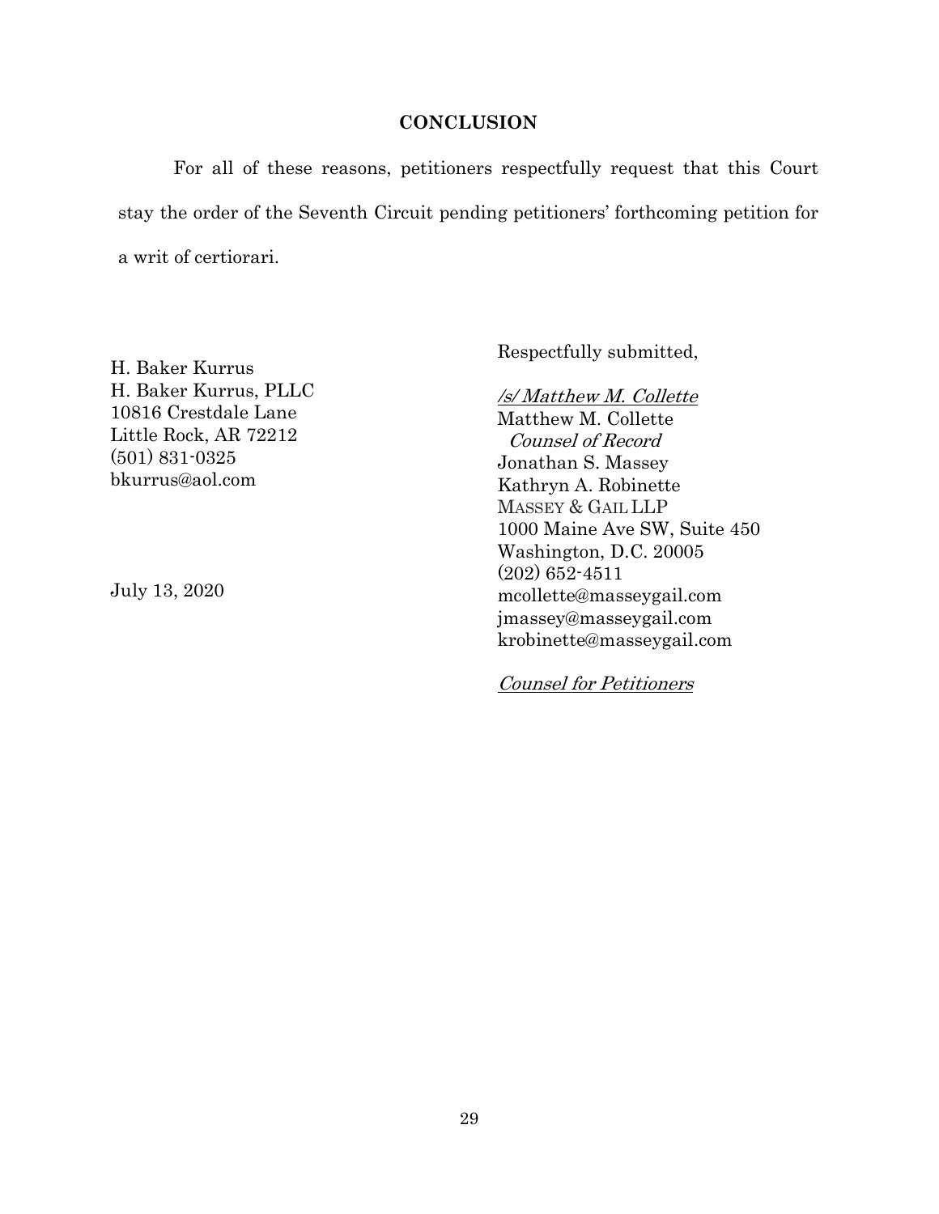## CONCLUSION

For all of these reasons, petitioners respectfully request that this Court stay the order of the Seventh Circuit pending petitioners' forthcoming petition for a writ of certiorari.

Respectfully submitted,

*/s/ Matthew M. Collette*
Matthew M. Collette
*Counsel of Record*
Jonathan S. Massey
Kathryn A. Robinette
MASSEY & GAIL LLP
1000 Maine Ave SW, Suite 450
Washington, D.C. 20005
(202) 652-4511
mcollette@masseygail.com
jmassey@masseygail.com
krobinette@masseygail.com

*Counsel for Petitioners*

H. Baker Kurrus
H. Baker Kurrus, PLLC
10816 Crestdale Lane
Little Rock, AR 72212
(501) 831-0325
bkurrus@aol.com

July 13, 2020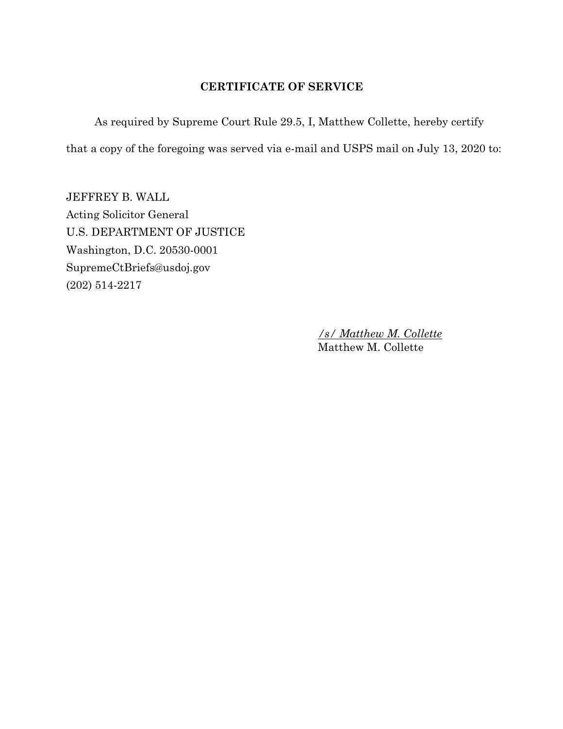**CERTIFICATE OF SERVICE**

As required by Supreme Court Rule 29.5, I, Matthew Collette, hereby certify that a copy of the foregoing was served via e-mail and USPS mail on July 13, 2020 to:

JEFFREY B. WALL
Acting Solicitor General
U.S. DEPARTMENT OF JUSTICE
Washington, D.C. 20530-0001
SupremeCtBriefs@usdoj.gov
(202) 514-2217

*/s/ Matthew M. Collette*
Matthew M. Collette